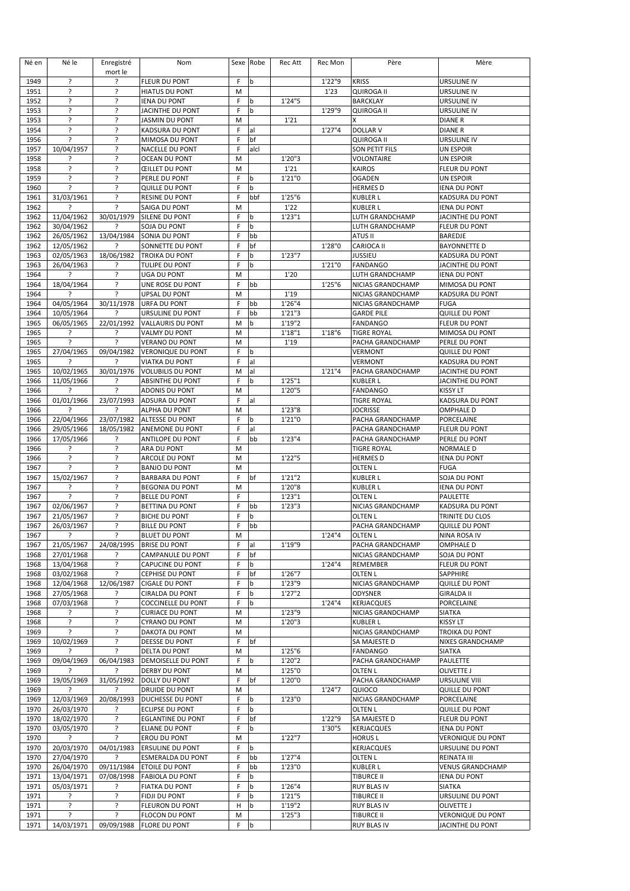| Né en | Né le | Enregistré mort le | Nom | Sexe | Robe | Rec Att | Rec Mon | Père | Mère |
|---|---|---|---|---|---|---|---|---|---|
| 1949 | ? | ? | FLEUR DU PONT | F | b | | 1'22"9 | KRISS | URSULINE IV |
| 1951 | ? | ? | HIATUS DU PONT | M | | | 1'23 | QUIROGA II | URSULINE IV |
| 1952 | ? | ? | IENA DU PONT | F | b | 1'24"5 | | BARCKLAY | URSULINE IV |
| 1953 | ? | ? | JACINTHE DU PONT | F | b | | 1'29"9 | QUIROGA II | URSULINE IV |
| 1953 | ? | ? | JASMIN DU PONT | M | | 1'21 | | X | DIANE R |
| 1954 | ? | ? | KADSURA DU PONT | F | al | | 1'27"4 | DOLLAR V | DIANE R |
| 1956 | ? | ? | MIMOSA DU PONT | F | bf | | | QUIROGA II | URSULINE IV |
| 1957 | 10/04/1957 | ? | NACELLE DU PONT | F | alcl | | | SON PETIT FILS | UN ESPOIR |
| 1958 | ? | ? | OCEAN DU PONT | M | | 1'20"3 | | VOLONTAIRE | UN ESPOIR |
| 1958 | ? | ? | ŒILLET DU PONT | M | | 1'21 | | KAIROS | FLEUR DU PONT |
| 1959 | ? | ? | PERLE DU PONT | F | b | 1'21"0 | | OGADEN | UN ESPOIR |
| 1960 | ? | ? | QUILLE DU PONT | F | b | | | HERMES D | IENA DU PONT |
| 1961 | 31/03/1961 | ? | RESINE DU PONT | F | bbf | 1'25"6 | | KUBLER L | KADSURA DU PONT |
| 1962 | ? | ? | SAIGA DU PONT | M | | 1'22 | | KUBLER L | IENA DU PONT |
| 1962 | 11/04/1962 | 30/01/1979 | SILENE DU PONT | F | b | 1'23"1 | | LUTH GRANDCHAMP | JACINTHE DU PONT |
| 1962 | 30/04/1962 | ? | SOJA DU PONT | F | b | | | LUTH GRANDCHAMP | FLEUR DU PONT |
| 1962 | 26/05/1962 | 13/04/1984 | SONIA DU PONT | F | bb | | | ATUS II | BAREDJE |
| 1962 | 12/05/1962 | ? | SONNETTE DU PONT | F | bf | | 1'28"0 | CARIOCA II | BAYONNETTE D |
| 1963 | 02/05/1963 | 18/06/1982 | TROIKA DU PONT | F | b | 1'23"7 | | JUSSIEU | KADSURA DU PONT |
| 1963 | 26/04/1963 | ? | TULIPE DU PONT | F | b | | 1'21"0 | FANDANGO | JACINTHE DU PONT |
| 1964 | ? | ? | UGA DU PONT | M | | 1'20 | | LUTH GRANDCHAMP | IENA DU PONT |
| 1964 | 18/04/1964 | ? | UNE ROSE DU PONT | F | bb | | 1'25"6 | NICIAS GRANDCHAMP | MIMOSA DU PONT |
| 1964 | ? | ? | UPSAL DU PONT | M | | 1'19 | | NICIAS GRANDCHAMP | KADSURA DU PONT |
| 1964 | 04/05/1964 | 30/11/1978 | URFA DU PONT | F | bb | 1'26"4 | | NICIAS GRANDCHAMP | FUGA |
| 1964 | 10/05/1964 | ? | URSULINE DU PONT | F | bb | 1'21"3 | | GARDE PILE | QUILLE DU PONT |
| 1965 | 06/05/1965 | 22/01/1992 | VALLAURIS DU PONT | M | b | 1'19"2 | | FANDANGO | FLEUR DU PONT |
| 1965 | ? | ? | VALMY DU PONT | M | | 1'18"1 | 1'18"6 | TIGRE ROYAL | MIMOSA DU PONT |
| 1965 | ? | ? | VERANO DU PONT | M | | 1'19 | | PACHA GRANDCHAMP | PERLE DU PONT |
| 1965 | 27/04/1965 | 09/04/1982 | VERONIQUE DU PONT | F | b | | | VERMONT | QUILLE DU PONT |
| 1965 | ? | ? | VIATKA DU PONT | F | al | | | VERMONT | KADSURA DU PONT |
| 1965 | 10/02/1965 | 30/01/1976 | VOLUBILIS DU PONT | M | al | | 1'21"4 | PACHA GRANDCHAMP | JACINTHE DU PONT |
| 1966 | 11/05/1966 | ? | ABSINTHE DU PONT | F | b | 1'25"1 | | KUBLER L | JACINTHE DU PONT |
| 1966 | ? | ? | ADONIS DU PONT | M | | 1'20"5 | | FANDANGO | KISSY LT |
| 1966 | 01/01/1966 | 23/07/1993 | ADSURA DU PONT | F | al | | | TIGRE ROYAL | KADSURA DU PONT |
| 1966 | ? | ? | ALPHA DU PONT | M | | 1'23"8 | | JOCRISSE | OMPHALE D |
| 1966 | 22/04/1966 | 23/07/1982 | ALTESSE DU PONT | F | b | 1'21"0 | | PACHA GRANDCHAMP | PORCELAINE |
| 1966 | 29/05/1966 | 18/05/1982 | ANEMONE DU PONT | F | al | | | PACHA GRANDCHAMP | FLEUR DU PONT |
| 1966 | 17/05/1966 | ? | ANTILOPE DU PONT | F | bb | 1'23"4 | | PACHA GRANDCHAMP | PERLE DU PONT |
| 1966 | ? | ? | ARA DU PONT | M | | | | TIGRE ROYAL | NORMALE D |
| 1966 | ? | ? | ARCOLE DU PONT | M | | 1'22"5 | | HERMES D | IENA DU PONT |
| 1967 | ? | ? | BANJO DU PONT | M | | | | OLTEN L | FUGA |
| 1967 | 15/02/1967 | ? | BARBARA DU PONT | F | bf | 1'21"2 | | KUBLER L | SOJA DU PONT |
| 1967 | ? | ? | BEGONIA DU PONT | M | | 1'20"8 | | KUBLER L | IENA DU PONT |
| 1967 | ? | ? | BELLE DU PONT | F | | 1'23"1 | | OLTEN L | PAULETTE |
| 1967 | 02/06/1967 | ? | BETTINA DU PONT | F | bb | 1'23"3 | | NICIAS GRANDCHAMP | KADSURA DU PONT |
| 1967 | 21/05/1967 | ? | BICHE DU PONT | F | b | | | OLTEN L | TRINITE DU CLOS |
| 1967 | 26/03/1967 | ? | BILLE DU PONT | F | bb | | | PACHA GRANDCHAMP | QUILLE DU PONT |
| 1967 | ? | ? | BLUET DU PONT | M | | | 1'24"4 | OLTEN L | NINA ROSA IV |
| 1967 | 21/05/1967 | 24/08/1995 | BRISE DU PONT | F | al | 1'19"9 | | PACHA GRANDCHAMP | OMPHALE D |
| 1968 | 27/01/1968 | ? | CAMPANULE DU PONT | F | bf | | | NICIAS GRANDCHAMP | SOJA DU PONT |
| 1968 | 13/04/1968 | ? | CAPUCINE DU PONT | F | b | | 1'24"4 | REMEMBER | FLEUR DU PONT |
| 1968 | 03/02/1968 | ? | CEPHISE DU PONT | F | bf | 1'26"7 | | OLTEN L | SAPPHIRE |
| 1968 | 12/04/1968 | 12/06/1987 | CIGALE DU PONT | F | b | 1'23"9 | | NICIAS GRANDCHAMP | QUILLE DU PONT |
| 1968 | 27/05/1968 | ? | CIRALDA DU PONT | F | b | 1'27"2 | | ODYSNER | GIRALDA II |
| 1968 | 07/03/1968 | ? | COCCINELLE DU PONT | F | b | | 1'24"4 | KERJACQUES | PORCELAINE |
| 1968 | ? | ? | CURIACE DU PONT | M | | 1'23"9 | | NICIAS GRANDCHAMP | SIATKA |
| 1968 | ? | ? | CYRANO DU PONT | M | | 1'20"3 | | KUBLER L | KISSY LT |
| 1969 | ? | ? | DAKOTA DU PONT | M | | | | NICIAS GRANDCHAMP | TROIKA DU PONT |
| 1969 | 10/02/1969 | ? | DEESSE DU PONT | F | bf | | | SA MAJESTE D | NIXES GRANDCHAMP |
| 1969 | ? | ? | DELTA DU PONT | M | | 1'25"6 | | FANDANGO | SIATKA |
| 1969 | 09/04/1969 | 06/04/1983 | DEMOISELLE DU PONT | F | b | 1'20"2 | | PACHA GRANDCHAMP | PAULETTE |
| 1969 | ? | ? | DERBY DU PONT | M | | 1'25"0 | | OLTEN L | OLIVETTE J |
| 1969 | 19/05/1969 | 31/05/1992 | DOLLY DU PONT | F | bf | 1'20"0 | | PACHA GRANDCHAMP | URSULINE VIII |
| 1969 | ? | ? | DRUIDE DU PONT | M | | | 1'24"7 | QUIOCO | QUILLE DU PONT |
| 1969 | 12/03/1969 | 20/08/1993 | DUCHESSE DU PONT | F | b | 1'23"0 | | NICIAS GRANDCHAMP | PORCELAINE |
| 1970 | 26/03/1970 | ? | ECLIPSE DU PONT | F | b | | | OLTEN L | QUILLE DU PONT |
| 1970 | 18/02/1970 | ? | EGLANTINE DU PONT | F | bf | | 1'22"9 | SA MAJESTE D | FLEUR DU PONT |
| 1970 | 03/05/1970 | ? | ELIANE DU PONT | F | b | | 1'30"5 | KERJACQUES | IENA DU PONT |
| 1970 | ? | ? | EROU DU PONT | M | | 1'22"7 | | HORUS L | VERONIQUE DU PONT |
| 1970 | 20/03/1970 | 04/01/1983 | ERSULINE DU PONT | F | b | | | KERJACQUES | URSULINE DU PONT |
| 1970 | 27/04/1970 | ? | ESMERALDA DU PONT | F | bb | 1'27"4 | | OLTEN L | REINATA III |
| 1970 | 26/04/1970 | 09/11/1984 | ETOILE DU PONT | F | bb | 1'23"0 | | KUBLER L | VENUS GRANDCHAMP |
| 1971 | 13/04/1971 | 07/08/1998 | FABIOLA DU PONT | F | b | | | TIBURCE II | IENA DU PONT |
| 1971 | 05/03/1971 | ? | FIATKA DU PONT | F | b | 1'26"4 | | RUY BLAS IV | SIATKA |
| 1971 | ? | ? | FIDJI DU PONT | F | b | 1'21"5 | | TIBURCE II | URSULINE DU PONT |
| 1971 | ? | ? | FLEURON DU PONT | H | b | 1'19"2 | | RUY BLAS IV | OLIVETTE J |
| 1971 | ? | ? | FLOCON DU PONT | M | | 1'25"3 | | TIBURCE II | VERONIQUE DU PONT |
| 1971 | 14/03/1971 | 09/09/1988 | FLORE DU PONT | F | b | | | RUY BLAS IV | JACINTHE DU PONT |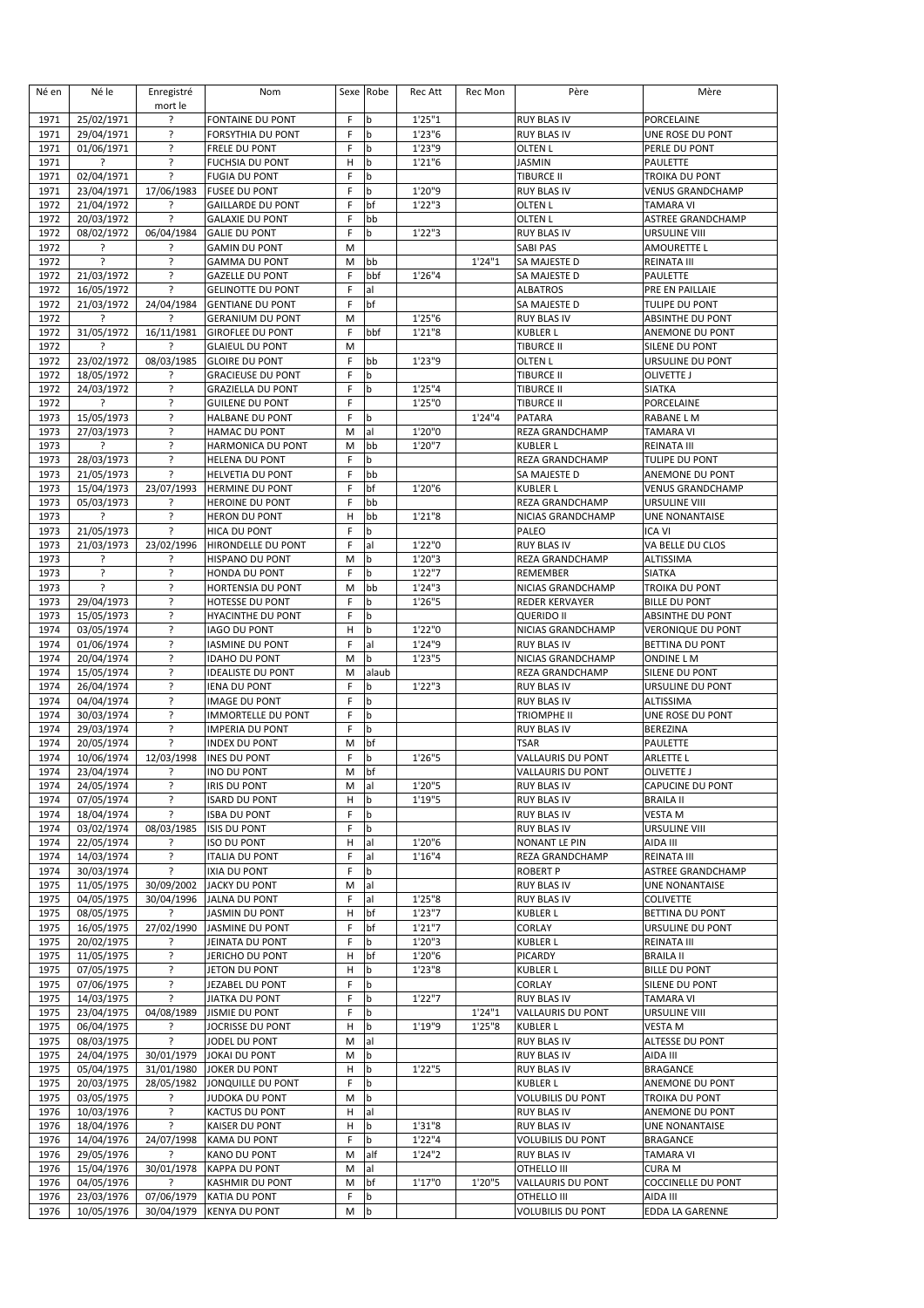| Né en | Né le | Enregistré mort le | Nom | Sexe | Robe | Rec Att | Rec Mon | Père | Mère |
|---|---|---|---|---|---|---|---|---|---|
| 1971 | 25/02/1971 | ? | FONTAINE DU PONT | F | b | 1'25"1 | | RUY BLAS IV | PORCELAINE |
| 1971 | 29/04/1971 | ? | FORSYTHIA DU PONT | F | b | 1'23"6 | | RUY BLAS IV | UNE ROSE DU PONT |
| 1971 | 01/06/1971 | ? | FRELE DU PONT | F | b | 1'23"9 | | OLTEN L | PERLE DU PONT |
| 1971 | ? | ? | FUCHSIA DU PONT | H | b | 1'21"6 | | JASMIN | PAULETTE |
| 1971 | 02/04/1971 | ? | FUGIA DU PONT | F | b | | | TIBURCE II | TROIKA DU PONT |
| 1971 | 23/04/1971 | 17/06/1983 | FUSEE DU PONT | F | b | 1'20"9 | | RUY BLAS IV | VENUS GRANDCHAMP |
| 1972 | 21/04/1972 | ? | GAILLARDE DU PONT | F | bf | 1'22"3 | | OLTEN L | TAMARA VI |
| 1972 | 20/03/1972 | ? | GALAXIE DU PONT | F | bb | | | OLTEN L | ASTREE GRANDCHAMP |
| 1972 | 08/02/1972 | 06/04/1984 | GALIE DU PONT | F | b | 1'22"3 | | RUY BLAS IV | URSULINE VIII |
| 1972 | ? | ? | GAMIN DU PONT | M | | | | SABI PAS | AMOURETTE L |
| 1972 | ? | ? | GAMMA DU PONT | M | bb | | 1'24"1 | SA MAJESTE D | REINATA III |
| 1972 | 21/03/1972 | ? | GAZELLE DU PONT | F | bbf | 1'26"4 | | SA MAJESTE D | PAULETTE |
| 1972 | 16/05/1972 | ? | GELINOTTE DU PONT | F | al | | | ALBATROS | PRE EN PAILLAIE |
| 1972 | 21/03/1972 | 24/04/1984 | GENTIANE DU PONT | F | bf | | | SA MAJESTE D | TULIPE DU PONT |
| 1972 | ? | ? | GERANIUM DU PONT | M | | 1'25"6 | | RUY BLAS IV | ABSINTHE DU PONT |
| 1972 | 31/05/1972 | 16/11/1981 | GIROFLEE DU PONT | F | bbf | 1'21"8 | | KUBLER L | ANEMONE DU PONT |
| 1972 | ? | ? | GLAIEUL DU PONT | M | | | | TIBURCE II | SILENE DU PONT |
| 1972 | 23/02/1972 | 08/03/1985 | GLOIRE DU PONT | F | bb | 1'23"9 | | OLTEN L | URSULINE DU PONT |
| 1972 | 18/05/1972 | ? | GRACIEUSE DU PONT | F | b | | | TIBURCE II | OLIVETTE J |
| 1972 | 24/03/1972 | ? | GRAZIELLA DU PONT | F | b | 1'25"4 | | TIBURCE II | SIATKA |
| 1972 | ? | ? | GUILENE DU PONT | F | | 1'25"0 | | TIBURCE II | PORCELAINE |
| 1973 | 15/05/1973 | ? | HALBANE DU PONT | F | b | | 1'24"4 | PATARA | RABANE L M |
| 1973 | 27/03/1973 | ? | HAMAC DU PONT | M | al | 1'20"0 | | REZA GRANDCHAMP | TAMARA VI |
| 1973 | ? | ? | HARMONICA DU PONT | M | bb | 1'20"7 | | KUBLER L | REINATA III |
| 1973 | 28/03/1973 | ? | HELENA DU PONT | F | b | | | REZA GRANDCHAMP | TULIPE DU PONT |
| 1973 | 21/05/1973 | ? | HELVETIA DU PONT | F | bb | | | SA MAJESTE D | ANEMONE DU PONT |
| 1973 | 15/04/1973 | 23/07/1993 | HERMINE DU PONT | F | bf | 1'20"6 | | KUBLER L | VENUS GRANDCHAMP |
| 1973 | 05/03/1973 | ? | HEROINE DU PONT | F | bb | | | REZA GRANDCHAMP | URSULINE VIII |
| 1973 | ? | ? | HERON DU PONT | H | bb | 1'21"8 | | NICIAS GRANDCHAMP | UNE NONANTAISE |
| 1973 | 21/05/1973 | ? | HICA DU PONT | F | b | | | PALEO | ICA VI |
| 1973 | 21/03/1973 | 23/02/1996 | HIRONDELLE DU PONT | F | al | 1'22"0 | | RUY BLAS IV | VA BELLE DU CLOS |
| 1973 | ? | ? | HISPANO DU PONT | M | b | 1'20"3 | | REZA GRANDCHAMP | ALTISSIMA |
| 1973 | ? | ? | HONDA DU PONT | F | b | 1'22"7 | | REMEMBER | SIATKA |
| 1973 | ? | ? | HORTENSIA DU PONT | M | bb | 1'24"3 | | NICIAS GRANDCHAMP | TROIKA DU PONT |
| 1973 | 29/04/1973 | ? | HOTESSE DU PONT | F | b | 1'26"5 | | REDER KERVAYER | BILLE DU PONT |
| 1973 | 15/05/1973 | ? | HYACINTHE DU PONT | F | b | | | QUERIDO II | ABSINTHE DU PONT |
| 1974 | 03/05/1974 | ? | IAGO DU PONT | H | b | 1'22"0 | | NICIAS GRANDCHAMP | VERONIQUE DU PONT |
| 1974 | 01/06/1974 | ? | IASMINE DU PONT | F | al | 1'24"9 | | RUY BLAS IV | BETTINA DU PONT |
| 1974 | 20/04/1974 | ? | IDAHO DU PONT | M | b | 1'23"5 | | NICIAS GRANDCHAMP | ONDINE L M |
| 1974 | 15/05/1974 | ? | IDEALISTE DU PONT | M | alaub | | | REZA GRANDCHAMP | SILENE DU PONT |
| 1974 | 26/04/1974 | ? | IENA DU PONT | F | b | 1'22"3 | | RUY BLAS IV | URSULINE DU PONT |
| 1974 | 04/04/1974 | ? | IMAGE DU PONT | F | b | | | RUY BLAS IV | ALTISSIMA |
| 1974 | 30/03/1974 | ? | IMMORTELLE DU PONT | F | b | | | TRIOMPHE II | UNE ROSE DU PONT |
| 1974 | 29/03/1974 | ? | IMPERIA DU PONT | F | b | | | RUY BLAS IV | BEREZINA |
| 1974 | 20/05/1974 | ? | INDEX DU PONT | M | bf | | | TSAR | PAULETTE |
| 1974 | 10/06/1974 | 12/03/1998 | INES DU PONT | F | b | 1'26"5 | | VALLAURIS DU PONT | ARLETTE L |
| 1974 | 23/04/1974 | ? | INO DU PONT | M | bf | | | VALLAURIS DU PONT | OLIVETTE J |
| 1974 | 24/05/1974 | ? | IRIS DU PONT | M | al | 1'20"5 | | RUY BLAS IV | CAPUCINE DU PONT |
| 1974 | 07/05/1974 | ? | ISARD DU PONT | H | b | 1'19"5 | | RUY BLAS IV | BRAILA II |
| 1974 | 18/04/1974 | ? | ISBA DU PONT | F | b | | | RUY BLAS IV | VESTA M |
| 1974 | 03/02/1974 | 08/03/1985 | ISIS DU PONT | F | b | | | RUY BLAS IV | URSULINE VIII |
| 1974 | 22/05/1974 | ? | ISO DU PONT | H | al | 1'20"6 | | NONANT LE PIN | AIDA III |
| 1974 | 14/03/1974 | ? | ITALIA DU PONT | F | al | 1'16"4 | | REZA GRANDCHAMP | REINATA III |
| 1974 | 30/03/1974 | ? | IXIA DU PONT | F | b | | | ROBERT P | ASTREE GRANDCHAMP |
| 1975 | 11/05/1975 | 30/09/2002 | JACKY DU PONT | M | al | | | RUY BLAS IV | UNE NONANTAISE |
| 1975 | 04/05/1975 | 30/04/1996 | JALNA DU PONT | F | al | 1'25"8 | | RUY BLAS IV | COLIVETTE |
| 1975 | 08/05/1975 | ? | JASMIN DU PONT | H | bf | 1'23"7 | | KUBLER L | BETTINA DU PONT |
| 1975 | 16/05/1975 | 27/02/1990 | JASMINE DU PONT | F | bf | 1'21"7 | | CORLAY | URSULINE DU PONT |
| 1975 | 20/02/1975 | ? | JEINATA DU PONT | F | b | 1'20"3 | | KUBLER L | REINATA III |
| 1975 | 11/05/1975 | ? | JERICHO DU PONT | H | bf | 1'20"6 | | PICARDY | BRAILA II |
| 1975 | 07/05/1975 | ? | JETON DU PONT | H | b | 1'23"8 | | KUBLER L | BILLE DU PONT |
| 1975 | 07/06/1975 | ? | JEZABEL DU PONT | F | b | | | CORLAY | SILENE DU PONT |
| 1975 | 14/03/1975 | ? | JIATKA DU PONT | F | b | 1'22"7 | | RUY BLAS IV | TAMARA VI |
| 1975 | 23/04/1975 | 04/08/1989 | JISMIE DU PONT | F | b | | 1'24"1 | VALLAURIS DU PONT | URSULINE VIII |
| 1975 | 06/04/1975 | ? | JOCRISSE DU PONT | H | b | 1'19"9 | 1'25"8 | KUBLER L | VESTA M |
| 1975 | 08/03/1975 | ? | JODEL DU PONT | M | al | | | RUY BLAS IV | ALTESSE DU PONT |
| 1975 | 24/04/1975 | 30/01/1979 | JOKAI DU PONT | M | b | | | RUY BLAS IV | AIDA III |
| 1975 | 05/04/1975 | 31/01/1980 | JOKER DU PONT | H | b | 1'22"5 | | RUY BLAS IV | BRAGANCE |
| 1975 | 20/03/1975 | 28/05/1982 | JONQUILLE DU PONT | F | b | | | KUBLER L | ANEMONE DU PONT |
| 1975 | 03/05/1975 | ? | JUDOKA DU PONT | M | b | | | VOLUBILIS DU PONT | TROIKA DU PONT |
| 1976 | 10/03/1976 | ? | KACTUS DU PONT | H | al | | | RUY BLAS IV | ANEMONE DU PONT |
| 1976 | 18/04/1976 | ? | KAISER DU PONT | H | b | 1'31"8 | | RUY BLAS IV | UNE NONANTAISE |
| 1976 | 14/04/1976 | 24/07/1998 | KAMA DU PONT | F | b | 1'22"4 | | VOLUBILIS DU PONT | BRAGANCE |
| 1976 | 29/05/1976 | ? | KANO DU PONT | M | alf | 1'24"2 | | RUY BLAS IV | TAMARA VI |
| 1976 | 15/04/1976 | 30/01/1978 | KAPPA DU PONT | M | al | | | OTHELLO III | CURA M |
| 1976 | 04/05/1976 | ? | KASHMIR DU PONT | M | bf | 1'17"0 | 1'20"5 | VALLAURIS DU PONT | COCCINELLE DU PONT |
| 1976 | 23/03/1976 | 07/06/1979 | KATIA DU PONT | F | b | | | OTHELLO III | AIDA III |
| 1976 | 10/05/1976 | 30/04/1979 | KENYA DU PONT | M | b | | | VOLUBILIS DU PONT | EDDA LA GARENNE |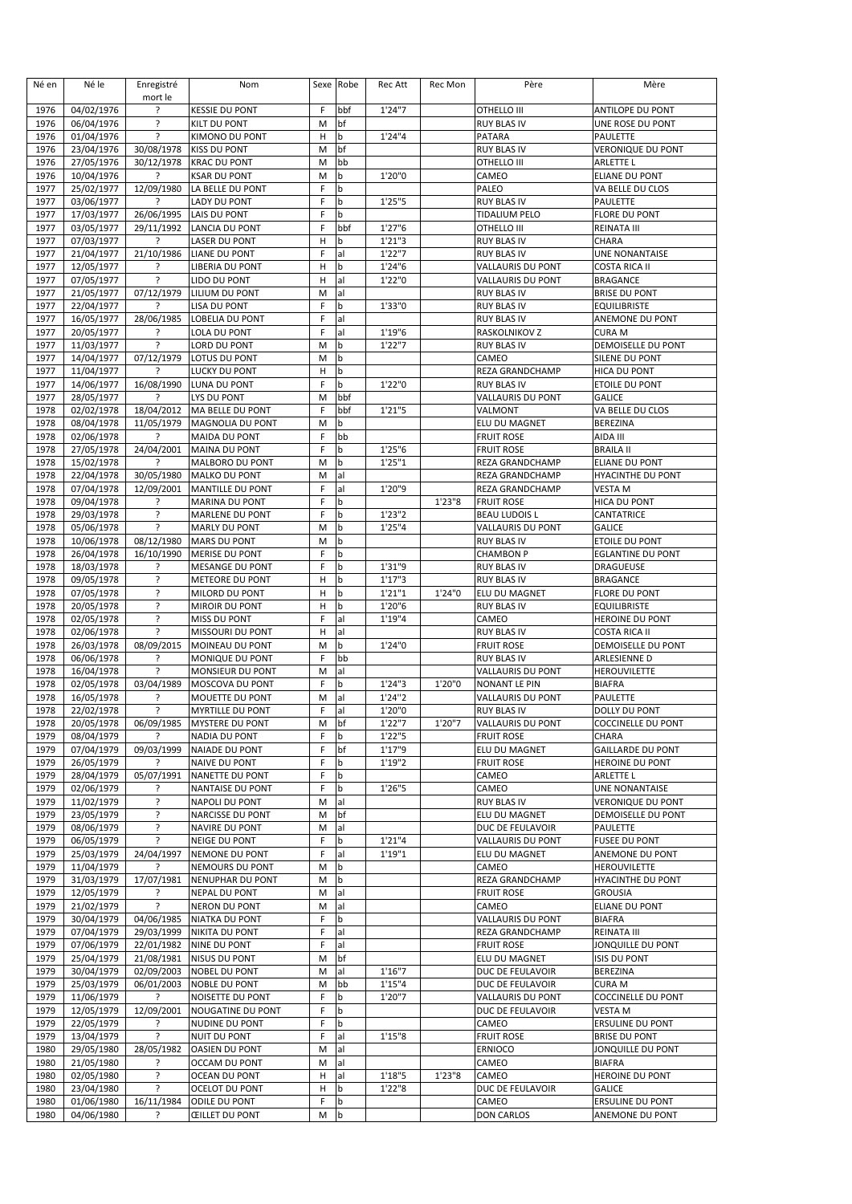| Né en | Né le | Enregistré mort le | Nom | Sexe | Robe | Rec Att | Rec Mon | Père | Mère |
|---|---|---|---|---|---|---|---|---|---|
| 1976 | 04/02/1976 | ? | KESSIE DU PONT | F | bbf | 1'24"7 | | OTHELLO III | ANTILOPE DU PONT |
| 1976 | 06/04/1976 | ? | KILT DU PONT | M | bf | | | RUY BLAS IV | UNE ROSE DU PONT |
| 1976 | 01/04/1976 | ? | KIMONO DU PONT | H | b | 1'24"4 | | PATARA | PAULETTE |
| 1976 | 23/04/1976 | 30/08/1978 | KISS DU PONT | M | bf | | | RUY BLAS IV | VERONIQUE DU PONT |
| 1976 | 27/05/1976 | 30/12/1978 | KRAC DU PONT | M | bb | | | OTHELLO III | ARLETTE L |
| 1976 | 10/04/1976 | ? | KSAR DU PONT | M | b | 1'20"0 | | CAMEO | ELIANE DU PONT |
| 1977 | 25/02/1977 | 12/09/1980 | LA BELLE DU PONT | F | b | | | PALEO | VA BELLE DU CLOS |
| 1977 | 03/06/1977 | ? | LADY DU PONT | F | b | 1'25"5 | | RUY BLAS IV | PAULETTE |
| 1977 | 17/03/1977 | 26/06/1995 | LAIS DU PONT | F | b | | | TIDALIUM PELO | FLORE DU PONT |
| 1977 | 03/05/1977 | 29/11/1992 | LANCIA DU PONT | F | bbf | 1'27"6 | | OTHELLO III | REINATA III |
| 1977 | 07/03/1977 | ? | LASER DU PONT | H | b | 1'21"3 | | RUY BLAS IV | CHARA |
| 1977 | 21/04/1977 | 21/10/1986 | LIANE DU PONT | F | al | 1'22"7 | | RUY BLAS IV | UNE NONANTAISE |
| 1977 | 12/05/1977 | ? | LIBERIA DU PONT | H | b | 1'24"6 | | VALLAURIS DU PONT | COSTA RICA II |
| 1977 | 07/05/1977 | ? | LIDO DU PONT | H | al | 1'22"0 | | VALLAURIS DU PONT | BRAGANCE |
| 1977 | 21/05/1977 | 07/12/1979 | LILIUM DU PONT | M | al | | | RUY BLAS IV | BRISE DU PONT |
| 1977 | 22/04/1977 | ? | LISA DU PONT | F | b | 1'33"0 | | RUY BLAS IV | EQUILIBRISTE |
| 1977 | 16/05/1977 | 28/06/1985 | LOBELIA DU PONT | F | al | | | RUY BLAS IV | ANEMONE DU PONT |
| 1977 | 20/05/1977 | ? | LOLA DU PONT | F | al | 1'19"6 | | RASKOLNIKOV Z | CURA M |
| 1977 | 11/03/1977 | ? | LORD DU PONT | M | b | 1'22"7 | | RUY BLAS IV | DEMOISELLE DU PONT |
| 1977 | 14/04/1977 | 07/12/1979 | LOTUS DU PONT | M | b | | | CAMEO | SILENE DU PONT |
| 1977 | 11/04/1977 | ? | LUCKY DU PONT | H | b | | | REZA GRANDCHAMP | HICA DU PONT |
| 1977 | 14/06/1977 | 16/08/1990 | LUNA DU PONT | F | b | 1'22"0 | | RUY BLAS IV | ETOILE DU PONT |
| 1977 | 28/05/1977 | ? | LYS DU PONT | M | bbf | | | VALLAURIS DU PONT | GALICE |
| 1978 | 02/02/1978 | 18/04/2012 | MA BELLE DU PONT | F | bbf | 1'21"5 | | VALMONT | VA BELLE DU CLOS |
| 1978 | 08/04/1978 | 11/05/1979 | MAGNOLIA DU PONT | M | b | | | ELU DU MAGNET | BEREZINA |
| 1978 | 02/06/1978 | ? | MAIDA DU PONT | F | bb | | | FRUIT ROSE | AIDA III |
| 1978 | 27/05/1978 | 24/04/2001 | MAINA DU PONT | F | b | 1'25"6 | | FRUIT ROSE | BRAILA II |
| 1978 | 15/02/1978 | ? | MALBORO DU PONT | M | b | 1'25"1 | | REZA GRANDCHAMP | ELIANE DU PONT |
| 1978 | 22/04/1978 | 30/05/1980 | MALKO DU PONT | M | al | | | REZA GRANDCHAMP | HYACINTHE DU PONT |
| 1978 | 07/04/1978 | 12/09/2001 | MANTILLE DU PONT | F | al | 1'20"9 | | REZA GRANDCHAMP | VESTA M |
| 1978 | 09/04/1978 | ? | MARINA DU PONT | F | b | | 1'23"8 | FRUIT ROSE | HICA DU PONT |
| 1978 | 29/03/1978 | ? | MARLENE DU PONT | F | b | 1'23"2 | | BEAU LUDOIS L | CANTATRICE |
| 1978 | 05/06/1978 | ? | MARLY DU PONT | M | b | 1'25"4 | | VALLAURIS DU PONT | GALICE |
| 1978 | 10/06/1978 | 08/12/1980 | MARS DU PONT | M | b | | | RUY BLAS IV | ETOILE DU PONT |
| 1978 | 26/04/1978 | 16/10/1990 | MERISE DU PONT | F | b | | | CHAMBON P | EGLANTINE DU PONT |
| 1978 | 18/03/1978 | ? | MESANGE DU PONT | F | b | 1'31"9 | | RUY BLAS IV | DRAGUEUSE |
| 1978 | 09/05/1978 | ? | METEORE DU PONT | H | b | 1'17"3 | | RUY BLAS IV | BRAGANCE |
| 1978 | 07/05/1978 | ? | MILORD DU PONT | H | b | 1'21"1 | 1'24"0 | ELU DU MAGNET | FLORE DU PONT |
| 1978 | 20/05/1978 | ? | MIROIR DU PONT | H | b | 1'20"6 | | RUY BLAS IV | EQUILIBRISTE |
| 1978 | 02/05/1978 | ? | MISS DU PONT | F | al | 1'19"4 | | CAMEO | HEROINE DU PONT |
| 1978 | 02/06/1978 | ? | MISSOURI DU PONT | H | al | | | RUY BLAS IV | COSTA RICA II |
| 1978 | 26/03/1978 | 08/09/2015 | MOINEAU DU PONT | M | b | 1'24"0 | | FRUIT ROSE | DEMOISELLE DU PONT |
| 1978 | 06/06/1978 | ? | MONIQUE DU PONT | F | bb | | | RUY BLAS IV | ARLESIENNE D |
| 1978 | 16/04/1978 | ? | MONSIEUR DU PONT | M | al | | | VALLAURIS DU PONT | HEROUVILETTE |
| 1978 | 02/05/1978 | 03/04/1989 | MOSCOVA DU PONT | F | b | 1'24"3 | 1'20"0 | NONANT LE PIN | BIAFRA |
| 1978 | 16/05/1978 | ? | MOUETTE DU PONT | M | al | 1'24"2 | | VALLAURIS DU PONT | PAULETTE |
| 1978 | 22/02/1978 | ? | MYRTILLE DU PONT | F | al | 1'20"0 | | RUY BLAS IV | DOLLY DU PONT |
| 1978 | 20/05/1978 | 06/09/1985 | MYSTERE DU PONT | M | bf | 1'22"7 | 1'20"7 | VALLAURIS DU PONT | COCCINELLE DU PONT |
| 1979 | 08/04/1979 | ? | NADIA DU PONT | F | b | 1'22"5 | | FRUIT ROSE | CHARA |
| 1979 | 07/04/1979 | 09/03/1999 | NAIADE DU PONT | F | bf | 1'17"9 | | ELU DU MAGNET | GAILLARDE DU PONT |
| 1979 | 26/05/1979 | ? | NAIVE DU PONT | F | b | 1'19"2 | | FRUIT ROSE | HEROINE DU PONT |
| 1979 | 28/04/1979 | 05/07/1991 | NANETTE DU PONT | F | b | | | CAMEO | ARLETTE L |
| 1979 | 02/06/1979 | ? | NANTAISE DU PONT | F | b | 1'26"5 | | CAMEO | UNE NONANTAISE |
| 1979 | 11/02/1979 | ? | NAPOLI DU PONT | M | al | | | RUY BLAS IV | VERONIQUE DU PONT |
| 1979 | 23/05/1979 | ? | NARCISSE DU PONT | M | bf | | | ELU DU MAGNET | DEMOISELLE DU PONT |
| 1979 | 08/06/1979 | ? | NAVIRE DU PONT | M | al | | | DUC DE FEULAVOIR | PAULETTE |
| 1979 | 06/05/1979 | ? | NEIGE DU PONT | F | b | 1'21"4 | | VALLAURIS DU PONT | FUSEE DU PONT |
| 1979 | 25/03/1979 | 24/04/1997 | NEMONE DU PONT | F | al | 1'19"1 | | ELU DU MAGNET | ANEMONE DU PONT |
| 1979 | 11/04/1979 | ? | NEMOURS DU PONT | M | b | | | CAMEO | HEROUVILETTE |
| 1979 | 31/03/1979 | 17/07/1981 | NENUPHAR DU PONT | M | b | | | REZA GRANDCHAMP | HYACINTHE DU PONT |
| 1979 | 12/05/1979 | ? | NEPAL DU PONT | M | al | | | FRUIT ROSE | GROUSIA |
| 1979 | 21/02/1979 | ? | NERON DU PONT | M | al | | | CAMEO | ELIANE DU PONT |
| 1979 | 30/04/1979 | 04/06/1985 | NIATKA DU PONT | F | b | | | VALLAURIS DU PONT | BIAFRA |
| 1979 | 07/04/1979 | 29/03/1999 | NIKITA DU PONT | F | al | | | REZA GRANDCHAMP | REINATA III |
| 1979 | 07/06/1979 | 22/01/1982 | NINE DU PONT | F | al | | | FRUIT ROSE | JONQUILLE DU PONT |
| 1979 | 25/04/1979 | 21/08/1981 | NISUS DU PONT | M | bf | | | ELU DU MAGNET | ISIS DU PONT |
| 1979 | 30/04/1979 | 02/09/2003 | NOBEL DU PONT | M | al | 1'16"7 | | DUC DE FEULAVOIR | BEREZINA |
| 1979 | 25/03/1979 | 06/01/2003 | NOBLE DU PONT | M | bb | 1'15"4 | | DUC DE FEULAVOIR | CURA M |
| 1979 | 11/06/1979 | ? | NOISETTE DU PONT | F | b | 1'20"7 | | VALLAURIS DU PONT | COCCINELLE DU PONT |
| 1979 | 12/05/1979 | 12/09/2001 | NOUGATINE DU PONT | F | b | | | DUC DE FEULAVOIR | VESTA M |
| 1979 | 22/05/1979 | ? | NUDINE DU PONT | F | b | | | CAMEO | ERSULINE DU PONT |
| 1979 | 13/04/1979 | ? | NUIT DU PONT | F | al | 1'15"8 | | FRUIT ROSE | BRISE DU PONT |
| 1980 | 29/05/1980 | 28/05/1982 | OASIEN DU PONT | M | al | | | ERNIOCO | JONQUILLE DU PONT |
| 1980 | 21/05/1980 | ? | OCCAM DU PONT | M | al | | | CAMEO | BIAFRA |
| 1980 | 02/05/1980 | ? | OCEAN DU PONT | H | al | 1'18"5 | 1'23"8 | CAMEO | HEROINE DU PONT |
| 1980 | 23/04/1980 | ? | OCELOT DU PONT | H | b | 1'22"8 | | DUC DE FEULAVOIR | GALICE |
| 1980 | 01/06/1980 | 16/11/1984 | ODILE DU PONT | F | b | | | CAMEO | ERSULINE DU PONT |
| 1980 | 04/06/1980 | ? | ŒILLET DU PONT | M | b | | | DON CARLOS | ANEMONE DU PONT |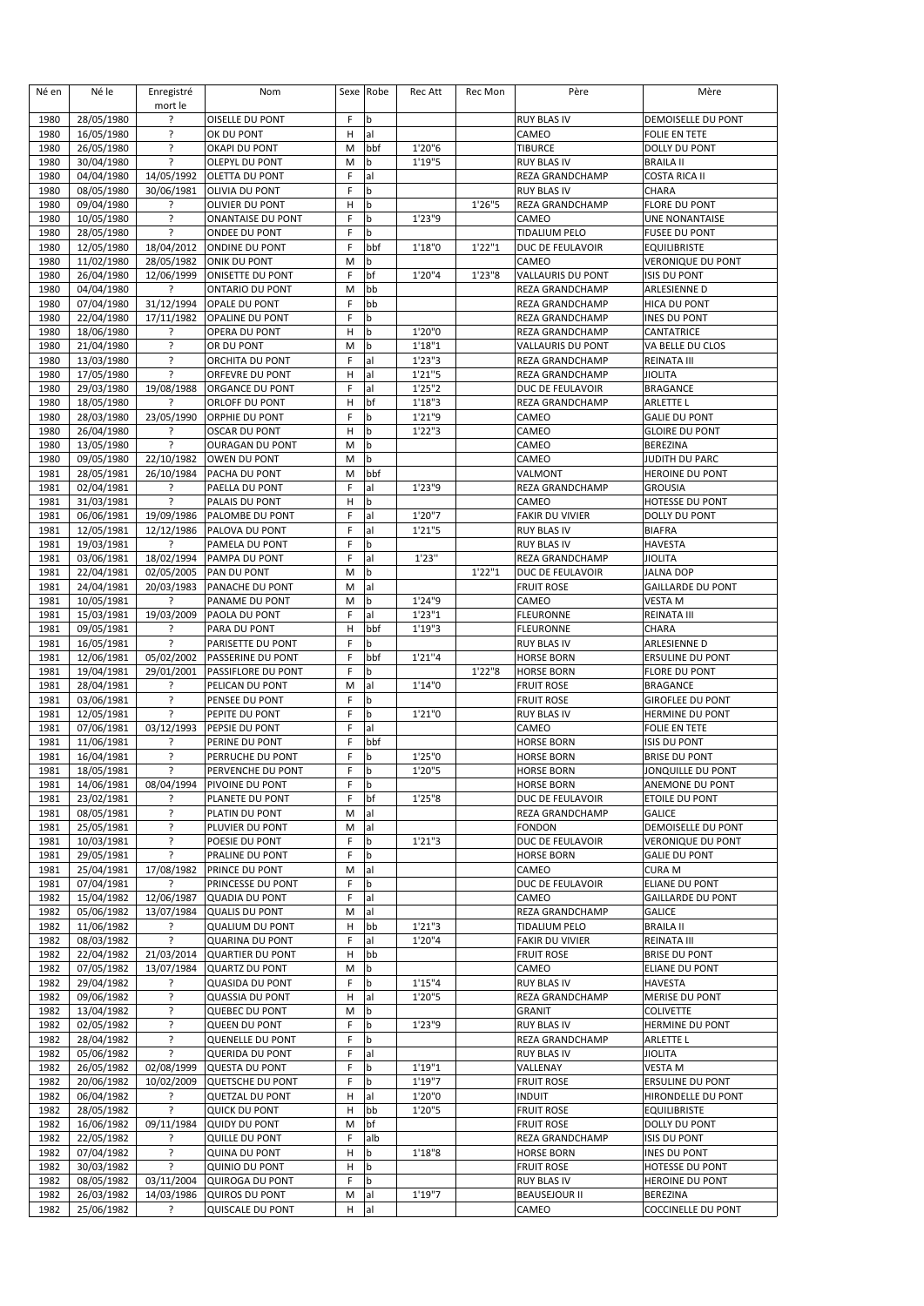| Né en | Né le | Enregistré mort le | Nom | Sexe | Robe | Rec Att | Rec Mon | Père | Mère |
|---|---|---|---|---|---|---|---|---|---|
| 1980 | 28/05/1980 | ? | OISELLE DU PONT | F | b | | | RUY BLAS IV | DEMOISELLE DU PONT |
| 1980 | 16/05/1980 | ? | OK DU PONT | H | al | | | CAMEO | FOLIE EN TETE |
| 1980 | 26/05/1980 | ? | OKAPI DU PONT | M | bbf | 1'20"6 | | TIBURCE | DOLLY DU PONT |
| 1980 | 30/04/1980 | ? | OLEPYL DU PONT | M | b | 1'19"5 | | RUY BLAS IV | BRAILA II |
| 1980 | 04/04/1980 | 14/05/1992 | OLETTA DU PONT | F | al | | | REZA GRANDCHAMP | COSTA RICA II |
| 1980 | 08/05/1980 | 30/06/1981 | OLIVIA DU PONT | F | b | | | RUY BLAS IV | CHARA |
| 1980 | 09/04/1980 | ? | OLIVIER DU PONT | H | b | | 1'26"5 | REZA GRANDCHAMP | FLORE DU PONT |
| 1980 | 10/05/1980 | ? | ONANTAISE DU PONT | F | b | 1'23"9 | | CAMEO | UNE NONANTAISE |
| 1980 | 28/05/1980 | ? | ONDEE DU PONT | F | b | | | TIDALIUM PELO | FUSEE DU PONT |
| 1980 | 12/05/1980 | 18/04/2012 | ONDINE DU PONT | F | bbf | 1'18"0 | 1'22"1 | DUC DE FEULAVOIR | EQUILIBRISTE |
| 1980 | 11/02/1980 | 28/05/1982 | ONIK DU PONT | M | b | | | CAMEO | VERONIQUE DU PONT |
| 1980 | 26/04/1980 | 12/06/1999 | ONISETTE DU PONT | F | bf | 1'20"4 | 1'23"8 | VALLAURIS DU PONT | ISIS DU PONT |
| 1980 | 04/04/1980 | ? | ONTARIO DU PONT | M | bb | | | REZA GRANDCHAMP | ARLESIENNE D |
| 1980 | 07/04/1980 | 31/12/1994 | OPALE DU PONT | F | bb | | | REZA GRANDCHAMP | HICA DU PONT |
| 1980 | 22/04/1980 | 17/11/1982 | OPALINE DU PONT | F | b | | | REZA GRANDCHAMP | INES DU PONT |
| 1980 | 18/06/1980 | ? | OPERA DU PONT | H | b | 1'20"0 | | REZA GRANDCHAMP | CANTATRICE |
| 1980 | 21/04/1980 | ? | OR DU PONT | M | b | 1'18"1 | | VALLAURIS DU PONT | VA BELLE DU CLOS |
| 1980 | 13/03/1980 | ? | ORCHITA DU PONT | F | al | 1'23"3 | | REZA GRANDCHAMP | REINATA III |
| 1980 | 17/05/1980 | ? | ORFEVRE DU PONT | H | al | 1'21"5 | | REZA GRANDCHAMP | JIOLITA |
| 1980 | 29/03/1980 | 19/08/1988 | ORGANCE DU PONT | F | al | 1'25"2 | | DUC DE FEULAVOIR | BRAGANCE |
| 1980 | 18/05/1980 | ? | ORLOFF DU PONT | H | bf | 1'18"3 | | REZA GRANDCHAMP | ARLETTE L |
| 1980 | 28/03/1980 | 23/05/1990 | ORPHIE DU PONT | F | b | 1'21"9 | | CAMEO | GALIE DU PONT |
| 1980 | 26/04/1980 | ? | OSCAR DU PONT | H | b | 1'22"3 | | CAMEO | GLOIRE DU PONT |
| 1980 | 13/05/1980 | ? | OURAGAN DU PONT | M | b | | | CAMEO | BEREZINA |
| 1980 | 09/05/1980 | 22/10/1982 | OWEN DU PONT | M | b | | | CAMEO | JUDITH DU PARC |
| 1981 | 28/05/1981 | 26/10/1984 | PACHA DU PONT | M | bbf | | | VALMONT | HEROINE DU PONT |
| 1981 | 02/04/1981 | ? | PAELLA DU PONT | F | al | 1'23"9 | | REZA GRANDCHAMP | GROUSIA |
| 1981 | 31/03/1981 | ? | PALAIS DU PONT | H | b | | | CAMEO | HOTESSE DU PONT |
| 1981 | 06/06/1981 | 19/09/1986 | PALOMBE DU PONT | F | al | 1'20"7 | | FAKIR DU VIVIER | DOLLY DU PONT |
| 1981 | 12/05/1981 | 12/12/1986 | PALOVA DU PONT | F | al | 1'21"5 | | RUY BLAS IV | BIAFRA |
| 1981 | 19/03/1981 | ? | PAMELA DU PONT | F | b | | | RUY BLAS IV | HAVESTA |
| 1981 | 03/06/1981 | 18/02/1994 | PAMPA DU PONT | F | al | 1'23" | | REZA GRANDCHAMP | JIOLITA |
| 1981 | 22/04/1981 | 02/05/2005 | PAN DU PONT | M | b | | 1'22"1 | DUC DE FEULAVOIR | JALNA DOP |
| 1981 | 24/04/1981 | 20/03/1983 | PANACHE DU PONT | M | al | | | FRUIT ROSE | GAILLARDE DU PONT |
| 1981 | 10/05/1981 | ? | PANAME DU PONT | M | b | 1'24"9 | | CAMEO | VESTA M |
| 1981 | 15/03/1981 | 19/03/2009 | PAOLA DU PONT | F | al | 1'23"1 | | FLEURONNE | REINATA III |
| 1981 | 09/05/1981 | ? | PARA DU PONT | H | bbf | 1'19"3 | | FLEURONNE | CHARA |
| 1981 | 16/05/1981 | ? | PARISETTE DU PONT | F | b | | | RUY BLAS IV | ARLESIENNE D |
| 1981 | 12/06/1981 | 05/02/2002 | PASSERINE DU PONT | F | bbf | 1'21"4 | | HORSE BORN | ERSULINE DU PONT |
| 1981 | 19/04/1981 | 29/01/2001 | PASSIFLORE DU PONT | F | b | | 1'22"8 | HORSE BORN | FLORE DU PONT |
| 1981 | 28/04/1981 | ? | PELICAN DU PONT | M | al | 1'14"0 | | FRUIT ROSE | BRAGANCE |
| 1981 | 03/06/1981 | ? | PENSEE DU PONT | F | b | | | FRUIT ROSE | GIROFLEE DU PONT |
| 1981 | 12/05/1981 | ? | PEPITE DU PONT | F | b | 1'21"0 | | RUY BLAS IV | HERMINE DU PONT |
| 1981 | 07/06/1981 | 03/12/1993 | PEPSIE DU PONT | F | al | | | CAMEO | FOLIE EN TETE |
| 1981 | 11/06/1981 | ? | PERINE DU PONT | F | bbf | | | HORSE BORN | ISIS DU PONT |
| 1981 | 16/04/1981 | ? | PERRUCHE DU PONT | F | b | 1'25"0 | | HORSE BORN | BRISE DU PONT |
| 1981 | 18/05/1981 | ? | PERVENCHE DU PONT | F | b | 1'20"5 | | HORSE BORN | JONQUILLE DU PONT |
| 1981 | 14/06/1981 | 08/04/1994 | PIVOINE DU PONT | F | b | | | HORSE BORN | ANEMONE DU PONT |
| 1981 | 23/02/1981 | ? | PLANETE DU PONT | F | bf | 1'25"8 | | DUC DE FEULAVOIR | ETOILE DU PONT |
| 1981 | 08/05/1981 | ? | PLATIN DU PONT | M | al | | | REZA GRANDCHAMP | GALICE |
| 1981 | 25/05/1981 | ? | PLUVIER DU PONT | M | al | | | FONDON | DEMOISELLE DU PONT |
| 1981 | 10/03/1981 | ? | POESIE DU PONT | F | b | 1'21"3 | | DUC DE FEULAVOIR | VERONIQUE DU PONT |
| 1981 | 29/05/1981 | ? | PRALINE DU PONT | F | b | | | HORSE BORN | GALIE DU PONT |
| 1981 | 25/04/1981 | 17/08/1982 | PRINCE DU PONT | M | al | | | CAMEO | CURA M |
| 1981 | 07/04/1981 | ? | PRINCESSE DU PONT | F | b | | | DUC DE FEULAVOIR | ELIANE DU PONT |
| 1982 | 15/04/1982 | 12/06/1987 | QUADIA DU PONT | F | al | | | CAMEO | GAILLARDE DU PONT |
| 1982 | 05/06/1982 | 13/07/1984 | QUALIS DU PONT | M | al | | | REZA GRANDCHAMP | GALICE |
| 1982 | 11/06/1982 | ? | QUALIUM DU PONT | H | bb | 1'21"3 | | TIDALIUM PELO | BRAILA II |
| 1982 | 08/03/1982 | ? | QUARINA DU PONT | F | al | 1'20"4 | | FAKIR DU VIVIER | REINATA III |
| 1982 | 22/04/1982 | 21/03/2014 | QUARTIER DU PONT | H | bb | | | FRUIT ROSE | BRISE DU PONT |
| 1982 | 07/05/1982 | 13/07/1984 | QUARTZ DU PONT | M | b | | | CAMEO | ELIANE DU PONT |
| 1982 | 29/04/1982 | ? | QUASIDA DU PONT | F | b | 1'15"4 | | RUY BLAS IV | HAVESTA |
| 1982 | 09/06/1982 | ? | QUASSIA DU PONT | H | al | 1'20"5 | | REZA GRANDCHAMP | MERISE DU PONT |
| 1982 | 13/04/1982 | ? | QUEBEC DU PONT | M | b | | | GRANIT | COLIVETTE |
| 1982 | 02/05/1982 | ? | QUEEN DU PONT | F | b | 1'23"9 | | RUY BLAS IV | HERMINE DU PONT |
| 1982 | 28/04/1982 | ? | QUENELLE DU PONT | F | b | | | REZA GRANDCHAMP | ARLETTE L |
| 1982 | 05/06/1982 | ? | QUERIDA DU PONT | F | al | | | RUY BLAS IV | JIOLITA |
| 1982 | 26/05/1982 | 02/08/1999 | QUESTA DU PONT | F | b | 1'19"1 | | VALLENAY | VESTA M |
| 1982 | 20/06/1982 | 10/02/2009 | QUETSCHE DU PONT | F | b | 1'19"7 | | FRUIT ROSE | ERSULINE DU PONT |
| 1982 | 06/04/1982 | ? | QUETZAL DU PONT | H | al | 1'20"0 | | INDUIT | HIRONDELLE DU PONT |
| 1982 | 28/05/1982 | ? | QUICK DU PONT | H | bb | 1'20"5 | | FRUIT ROSE | EQUILIBRISTE |
| 1982 | 16/06/1982 | 09/11/1984 | QUIDY DU PONT | M | bf | | | FRUIT ROSE | DOLLY DU PONT |
| 1982 | 22/05/1982 | ? | QUILLE DU PONT | F | alb | | | REZA GRANDCHAMP | ISIS DU PONT |
| 1982 | 07/04/1982 | ? | QUINA DU PONT | H | b | 1'18"8 | | HORSE BORN | INES DU PONT |
| 1982 | 30/03/1982 | ? | QUINIO DU PONT | H | b | | | FRUIT ROSE | HOTESSE DU PONT |
| 1982 | 08/05/1982 | 03/11/2004 | QUIROGA DU PONT | F | b | | | RUY BLAS IV | HEROINE DU PONT |
| 1982 | 26/03/1982 | 14/03/1986 | QUIROS DU PONT | M | al | 1'19"7 | | BEAUSEJOUR II | BEREZINA |
| 1982 | 25/06/1982 | ? | QUISCALE DU PONT | H | al | | | CAMEO | COCCINELLE DU PONT |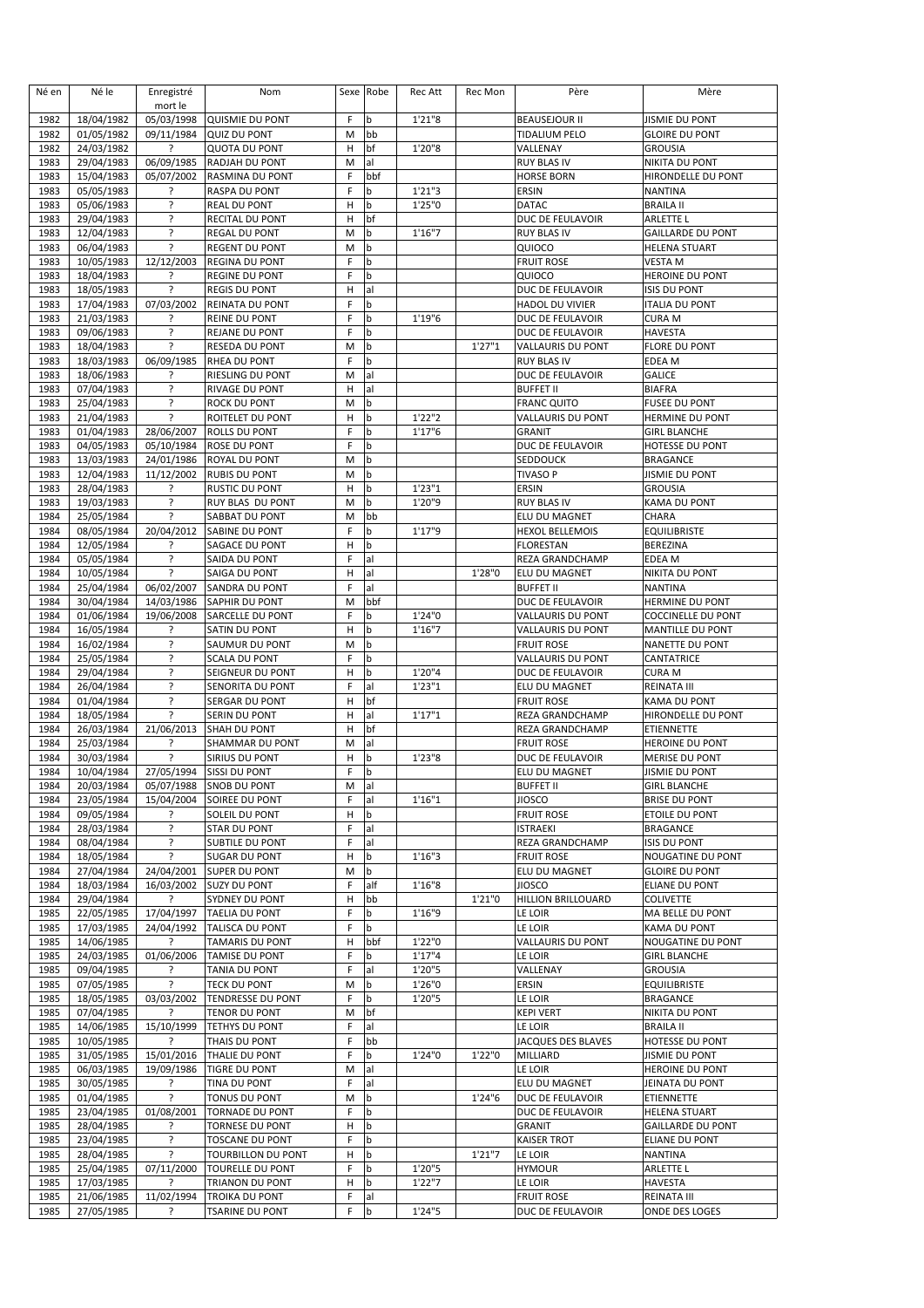| Né en | Né le | Enregistré mort le | Nom | Sexe | Robe | Rec Att | Rec Mon | Père | Mère |
|---|---|---|---|---|---|---|---|---|---|
| 1982 | 18/04/1982 | 05/03/1998 | QUISMIE DU PONT | F | b | 1'21"8 | | BEAUSEJOUR II | JISMIE DU PONT |
| 1982 | 01/05/1982 | 09/11/1984 | QUIZ DU PONT | M | bb | | | TIDALIUM PELO | GLOIRE DU PONT |
| 1982 | 24/03/1982 | ? | QUOTA DU PONT | H | bf | 1'20"8 | | VALLENAY | GROUSIA |
| 1983 | 29/04/1983 | 06/09/1985 | RADJAH DU PONT | M | al | | | RUY BLAS IV | NIKITA DU PONT |
| 1983 | 15/04/1983 | 05/07/2002 | RASMINA DU PONT | F | bbf | | | HORSE BORN | HIRONDELLE DU PONT |
| 1983 | 05/05/1983 | ? | RASPA DU PONT | F | b | 1'21"3 | | ERSIN | NANTINA |
| 1983 | 05/06/1983 | ? | REAL DU PONT | H | b | 1'25"0 | | DATAC | BRAILA II |
| 1983 | 29/04/1983 | ? | RECITAL DU PONT | H | bf | | | DUC DE FEULAVOIR | ARLETTE L |
| 1983 | 12/04/1983 | ? | REGAL DU PONT | M | b | 1'16"7 | | RUY BLAS IV | GAILLARDE DU PONT |
| 1983 | 06/04/1983 | ? | REGENT DU PONT | M | b | | | QUIOCO | HELENA STUART |
| 1983 | 10/05/1983 | 12/12/2003 | REGINA DU PONT | F | b | | | FRUIT ROSE | VESTA M |
| 1983 | 18/04/1983 | ? | REGINE DU PONT | F | b | | | QUIOCO | HEROINE DU PONT |
| 1983 | 18/05/1983 | ? | REGIS DU PONT | H | al | | | DUC DE FEULAVOIR | ISIS DU PONT |
| 1983 | 17/04/1983 | 07/03/2002 | REINATA DU PONT | F | b | | | HADOL DU VIVIER | ITALIA DU PONT |
| 1983 | 21/03/1983 | ? | REINE DU PONT | F | b | 1'19"6 | | DUC DE FEULAVOIR | CURA M |
| 1983 | 09/06/1983 | ? | REJANE DU PONT | F | b | | | DUC DE FEULAVOIR | HAVESTA |
| 1983 | 18/04/1983 | ? | RESEDA DU PONT | M | b | | 1'27"1 | VALLAURIS DU PONT | FLORE DU PONT |
| 1983 | 18/03/1983 | 06/09/1985 | RHEA DU PONT | F | b | | | RUY BLAS IV | EDEA M |
| 1983 | 18/06/1983 | ? | RIESLING DU PONT | M | al | | | DUC DE FEULAVOIR | GALICE |
| 1983 | 07/04/1983 | ? | RIVAGE DU PONT | H | al | | | BUFFET II | BIAFRA |
| 1983 | 25/04/1983 | ? | ROCK DU PONT | M | b | | | FRANC QUITO | FUSEE DU PONT |
| 1983 | 21/04/1983 | ? | ROITELET DU PONT | H | b | 1'22"2 | | VALLAURIS DU PONT | HERMINE DU PONT |
| 1983 | 01/04/1983 | 28/06/2007 | ROLLS DU PONT | F | b | 1'17"6 | | GRANIT | GIRL BLANCHE |
| 1983 | 04/05/1983 | 05/10/1984 | ROSE DU PONT | F | b | | | DUC DE FEULAVOIR | HOTESSE DU PONT |
| 1983 | 13/03/1983 | 24/01/1986 | ROYAL DU PONT | M | b | | | SEDDOUCK | BRAGANCE |
| 1983 | 12/04/1983 | 11/12/2002 | RUBIS DU PONT | M | b | | | TIVASO P | JISMIE DU PONT |
| 1983 | 28/04/1983 | ? | RUSTIC DU PONT | H | b | 1'23"1 | | ERSIN | GROUSIA |
| 1983 | 19/03/1983 | ? | RUY BLAS DU PONT | M | b | 1'20"9 | | RUY BLAS IV | KAMA DU PONT |
| 1984 | 25/05/1984 | ? | SABBAT DU PONT | M | bb | | | ELU DU MAGNET | CHARA |
| 1984 | 08/05/1984 | 20/04/2012 | SABINE DU PONT | F | b | 1'17"9 | | HEXOL BELLEMOIS | EQUILIBRISTE |
| 1984 | 12/05/1984 | ? | SAGACE DU PONT | H | b | | | FLORESTAN | BEREZINA |
| 1984 | 05/05/1984 | ? | SAIDA DU PONT | F | al | | | REZA GRANDCHAMP | EDEA M |
| 1984 | 10/05/1984 | ? | SAIGA DU PONT | H | al | | 1'28"0 | ELU DU MAGNET | NIKITA DU PONT |
| 1984 | 25/04/1984 | 06/02/2007 | SANDRA DU PONT | F | al | | | BUFFET II | NANTINA |
| 1984 | 30/04/1984 | 14/03/1986 | SAPHIR DU PONT | M | bbf | | | DUC DE FEULAVOIR | HERMINE DU PONT |
| 1984 | 01/06/1984 | 19/06/2008 | SARCELLE DU PONT | F | b | 1'24"0 | | VALLAURIS DU PONT | COCCINELLE DU PONT |
| 1984 | 16/05/1984 | ? | SATIN DU PONT | H | b | 1'16"7 | | VALLAURIS DU PONT | MANTILLE DU PONT |
| 1984 | 16/02/1984 | ? | SAUMUR DU PONT | M | b | | | FRUIT ROSE | NANETTE DU PONT |
| 1984 | 25/05/1984 | ? | SCALA DU PONT | F | b | | | VALLAURIS DU PONT | CANTATRICE |
| 1984 | 29/04/1984 | ? | SEIGNEUR DU PONT | H | b | 1'20"4 | | DUC DE FEULAVOIR | CURA M |
| 1984 | 26/04/1984 | ? | SENORITA DU PONT | F | al | 1'23"1 | | ELU DU MAGNET | REINATA III |
| 1984 | 01/04/1984 | ? | SERGAR DU PONT | H | bf | | | FRUIT ROSE | KAMA DU PONT |
| 1984 | 18/05/1984 | ? | SERIN DU PONT | H | al | 1'17"1 | | REZA GRANDCHAMP | HIRONDELLE DU PONT |
| 1984 | 26/03/1984 | 21/06/2013 | SHAH DU PONT | H | bf | | | REZA GRANDCHAMP | ETIENNETTE |
| 1984 | 25/03/1984 | ? | SHAMMAR DU PONT | M | al | | | FRUIT ROSE | HEROINE DU PONT |
| 1984 | 30/03/1984 | ? | SIRIUS DU PONT | H | b | 1'23"8 | | DUC DE FEULAVOIR | MERISE DU PONT |
| 1984 | 10/04/1984 | 27/05/1994 | SISSI DU PONT | F | b | | | ELU DU MAGNET | JISMIE DU PONT |
| 1984 | 20/03/1984 | 05/07/1988 | SNOB DU PONT | M | al | | | BUFFET II | GIRL BLANCHE |
| 1984 | 23/05/1984 | 15/04/2004 | SOIREE DU PONT | F | al | 1'16"1 | | JIOSCO | BRISE DU PONT |
| 1984 | 09/05/1984 | ? | SOLEIL DU PONT | H | b | | | FRUIT ROSE | ETOILE DU PONT |
| 1984 | 28/03/1984 | ? | STAR DU PONT | F | al | | | ISTRAEKI | BRAGANCE |
| 1984 | 08/04/1984 | ? | SUBTILE DU PONT | F | al | | | REZA GRANDCHAMP | ISIS DU PONT |
| 1984 | 18/05/1984 | ? | SUGAR DU PONT | H | b | 1'16"3 | | FRUIT ROSE | NOUGATINE DU PONT |
| 1984 | 27/04/1984 | 24/04/2001 | SUPER DU PONT | M | b | | | ELU DU MAGNET | GLOIRE DU PONT |
| 1984 | 18/03/1984 | 16/03/2002 | SUZY DU PONT | F | alf | 1'16"8 | | JIOSCO | ELIANE DU PONT |
| 1984 | 29/04/1984 | ? | SYDNEY DU PONT | H | bb | | 1'21"0 | HILLION BRILLOUARD | COLIVETTE |
| 1985 | 22/05/1985 | 17/04/1997 | TAELIA DU PONT | F | b | 1'16"9 | | LE LOIR | MA BELLE DU PONT |
| 1985 | 17/03/1985 | 24/04/1992 | TALISCA DU PONT | F | b | | | LE LOIR | KAMA DU PONT |
| 1985 | 14/06/1985 | ? | TAMARIS DU PONT | H | bbf | 1'22"0 | | VALLAURIS DU PONT | NOUGATINE DU PONT |
| 1985 | 24/03/1985 | 01/06/2006 | TAMISE DU PONT | F | b | 1'17"4 | | LE LOIR | GIRL BLANCHE |
| 1985 | 09/04/1985 | ? | TANIA DU PONT | F | al | 1'20"5 | | VALLENAY | GROUSIA |
| 1985 | 07/05/1985 | ? | TECK DU PONT | M | b | 1'26"0 | | ERSIN | EQUILIBRISTE |
| 1985 | 18/05/1985 | 03/03/2002 | TENDRESSE DU PONT | F | b | 1'20"5 | | LE LOIR | BRAGANCE |
| 1985 | 07/04/1985 | ? | TENOR DU PONT | M | bf | | | KEPI VERT | NIKITA DU PONT |
| 1985 | 14/06/1985 | 15/10/1999 | TETHYS DU PONT | F | al | | | LE LOIR | BRAILA II |
| 1985 | 10/05/1985 | ? | THAIS DU PONT | F | bb | | | JACQUES DES BLAVES | HOTESSE DU PONT |
| 1985 | 31/05/1985 | 15/01/2016 | THALIE DU PONT | F | b | 1'24"0 | 1'22"0 | MILLIARD | JISMIE DU PONT |
| 1985 | 06/03/1985 | 19/09/1986 | TIGRE DU PONT | M | al | | | LE LOIR | HEROINE DU PONT |
| 1985 | 30/05/1985 | ? | TINA DU PONT | F | al | | | ELU DU MAGNET | JEINATA DU PONT |
| 1985 | 01/05/1985 | ? | TONUS DU PONT | M | b | | 1'24"6 | DUC DE FEULAVOIR | ETIENNETTE |
| 1985 | 23/04/1985 | 01/08/2001 | TORNADE DU PONT | F | b | | | DUC DE FEULAVOIR | HELENA STUART |
| 1985 | 28/04/1985 | ? | TORNESE DU PONT | H | b | | | GRANIT | GAILLARDE DU PONT |
| 1985 | 23/04/1985 | ? | TOSCANE DU PONT | F | b | | | KAISER TROT | ELIANE DU PONT |
| 1985 | 28/04/1985 | ? | TOURBILLON DU PONT | H | b | | 1'21"7 | LE LOIR | NANTINA |
| 1985 | 25/04/1985 | 07/11/2000 | TOURELLE DU PONT | F | b | 1'20"5 | | HYMOUR | ARLETTE L |
| 1985 | 17/03/1985 | ? | TRIANON DU PONT | H | b | 1'22"7 | | LE LOIR | HAVESTA |
| 1985 | 21/06/1985 | 11/02/1994 | TROIKA DU PONT | F | al | | | FRUIT ROSE | REINATA III |
| 1985 | 27/05/1985 | ? | TSARINE DU PONT | F | b | 1'24"5 | | DUC DE FEULAVOIR | ONDE DES LOGES |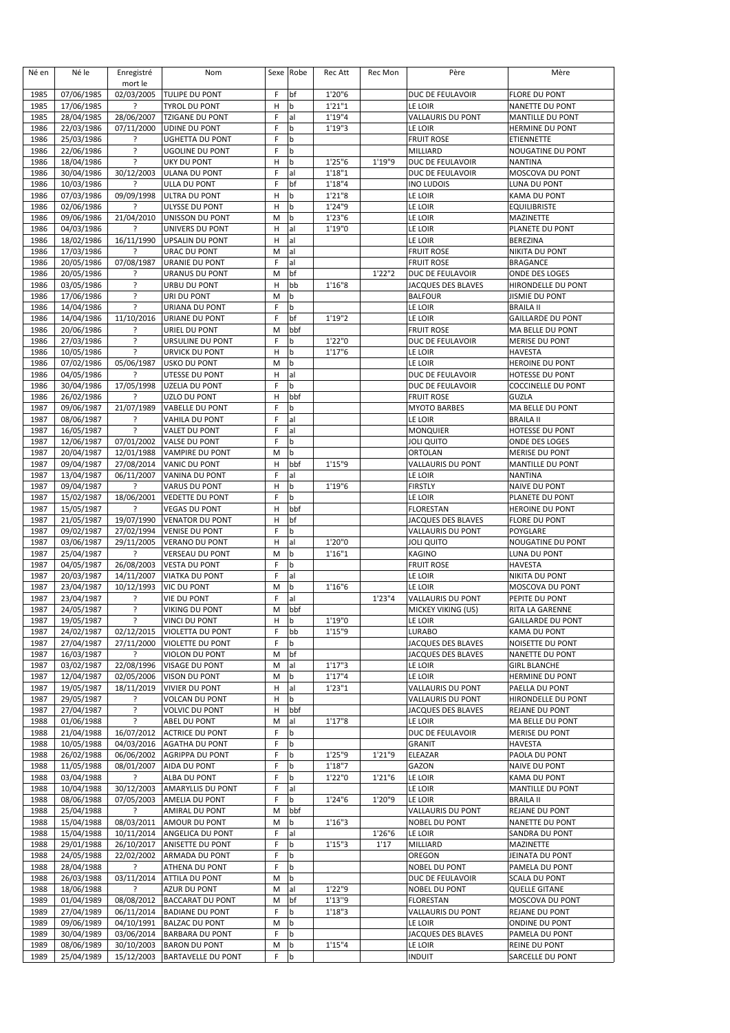| Né en | Né le | Enregistré mort le | Nom | Sexe | Robe | Rec Att | Rec Mon | Père | Mère |
|---|---|---|---|---|---|---|---|---|---|
| 1985 | 07/06/1985 | 02/03/2005 | TULIPE DU PONT | F | bf | 1'20"6 | | DUC DE FEULAVOIR | FLORE DU PONT |
| 1985 | 17/06/1985 | ? | TYROL DU PONT | H | b | 1'21"1 | | LE LOIR | NANETTE DU PONT |
| 1985 | 28/04/1985 | 28/06/2007 | TZIGANE DU PONT | F | al | 1'19"4 | | VALLAURIS DU PONT | MANTILLE DU PONT |
| 1986 | 22/03/1986 | 07/11/2000 | UDINE DU PONT | F | b | 1'19"3 | | LE LOIR | HERMINE DU PONT |
| 1986 | 25/03/1986 | ? | UGHETTA DU PONT | F | b | | | FRUIT ROSE | ETIENNETTE |
| 1986 | 22/06/1986 | ? | UGOLINE DU PONT | F | b | | | MILLIARD | NOUGATINE DU PONT |
| 1986 | 18/04/1986 | ? | UKY DU PONT | H | b | 1'25"6 | 1'19"9 | DUC DE FEULAVOIR | NANTINA |
| 1986 | 30/04/1986 | 30/12/2003 | ULANA DU PONT | F | al | 1'18"1 | | DUC DE FEULAVOIR | MOSCOVA DU PONT |
| 1986 | 10/03/1986 | ? | ULLA DU PONT | F | bf | 1'18"4 | | INO LUDOIS | LUNA DU PONT |
| 1986 | 07/03/1986 | 09/09/1998 | ULTRA DU PONT | H | b | 1'21"8 | | LE LOIR | KAMA DU PONT |
| 1986 | 02/06/1986 | ? | ULYSSE DU PONT | H | b | 1'24"9 | | LE LOIR | EQUILIBRISTE |
| 1986 | 09/06/1986 | 21/04/2010 | UNISSON DU PONT | M | b | 1'23"6 | | LE LOIR | MAZINETTE |
| 1986 | 04/03/1986 | ? | UNIVERS DU PONT | H | al | 1'19"0 | | LE LOIR | PLANETE DU PONT |
| 1986 | 18/02/1986 | 16/11/1990 | UPSALIN DU PONT | H | al | | | LE LOIR | BEREZINA |
| 1986 | 17/03/1986 | ? | URAC DU PONT | M | al | | | FRUIT ROSE | NIKITA DU PONT |
| 1986 | 20/05/1986 | 07/08/1987 | URANIE DU PONT | F | al | | | FRUIT ROSE | BRAGANCE |
| 1986 | 20/05/1986 | ? | URANUS DU PONT | M | bf | | 1'22"2 | DUC DE FEULAVOIR | ONDE DES LOGES |
| 1986 | 03/05/1986 | ? | URBU DU PONT | H | bb | 1'16"8 | | JACQUES DES BLAVES | HIRONDELLE DU PONT |
| 1986 | 17/06/1986 | ? | URI DU PONT | M | b | | | BALFOUR | JISMIE DU PONT |
| 1986 | 14/04/1986 | ? | URIANA DU PONT | F | b | | | LE LOIR | BRAILA II |
| 1986 | 14/04/1986 | 11/10/2016 | URIANE DU PONT | F | bf | 1'19"2 | | LE LOIR | GAILLARDE DU PONT |
| 1986 | 20/06/1986 | ? | URIEL DU PONT | M | bbf | | | FRUIT ROSE | MA BELLE DU PONT |
| 1986 | 27/03/1986 | ? | URSULINE DU PONT | F | b | 1'22"0 | | DUC DE FEULAVOIR | MERISE DU PONT |
| 1986 | 10/05/1986 | ? | URVICK DU PONT | H | b | 1'17"6 | | LE LOIR | HAVESTA |
| 1986 | 07/02/1986 | 05/06/1987 | USKO DU PONT | M | b | | | LE LOIR | HEROINE DU PONT |
| 1986 | 04/05/1986 | ? | UTESSE DU PONT | H | al | | | DUC DE FEULAVOIR | HOTESSE DU PONT |
| 1986 | 30/04/1986 | 17/05/1998 | UZELIA DU PONT | F | b | | | DUC DE FEULAVOIR | COCCINELLE DU PONT |
| 1986 | 26/02/1986 | ? | UZLO DU PONT | H | bbf | | | FRUIT ROSE | GUZLA |
| 1987 | 09/06/1987 | 21/07/1989 | VABELLE DU PONT | F | b | | | MYOTO BARBES | MA BELLE DU PONT |
| 1987 | 08/06/1987 | ? | VAHILA DU PONT | F | al | | | LE LOIR | BRAILA II |
| 1987 | 16/05/1987 | ? | VALET DU PONT | F | al | | | MONQUIER | HOTESSE DU PONT |
| 1987 | 12/06/1987 | 07/01/2002 | VALSE DU PONT | F | b | | | JOLI QUITO | ONDE DES LOGES |
| 1987 | 20/04/1987 | 12/01/1988 | VAMPIRE DU PONT | M | b | | | ORTOLAN | MERISE DU PONT |
| 1987 | 09/04/1987 | 27/08/2014 | VANIC DU PONT | H | bbf | 1'15"9 | | VALLAURIS DU PONT | MANTILLE DU PONT |
| 1987 | 13/04/1987 | 06/11/2007 | VANINA DU PONT | F | al | | | LE LOIR | NANTINA |
| 1987 | 09/04/1987 | ? | VARUS DU PONT | H | b | 1'19"6 | | FIRSTLY | NAIVE DU PONT |
| 1987 | 15/02/1987 | 18/06/2001 | VEDETTE DU PONT | F | b | | | LE LOIR | PLANETE DU PONT |
| 1987 | 15/05/1987 | ? | VEGAS DU PONT | H | bbf | | | FLORESTAN | HEROINE DU PONT |
| 1987 | 21/05/1987 | 19/07/1990 | VENATOR DU PONT | H | bf | | | JACQUES DES BLAVES | FLORE DU PONT |
| 1987 | 09/02/1987 | 27/02/1994 | VENISE DU PONT | F | b | | | VALLAURIS DU PONT | POYGLARE |
| 1987 | 03/06/1987 | 29/11/2005 | VERANO DU PONT | H | al | 1'20"0 | | JOLI QUITO | NOUGATINE DU PONT |
| 1987 | 25/04/1987 | ? | VERSEAU DU PONT | M | b | 1'16"1 | | KAGINO | LUNA DU PONT |
| 1987 | 04/05/1987 | 26/08/2003 | VESTA DU PONT | F | b | | | FRUIT ROSE | HAVESTA |
| 1987 | 20/03/1987 | 14/11/2007 | VIATKA DU PONT | F | al | | | LE LOIR | NIKITA DU PONT |
| 1987 | 23/04/1987 | 10/12/1993 | VIC DU PONT | M | b | 1'16"6 | | LE LOIR | MOSCOVA DU PONT |
| 1987 | 23/04/1987 | ? | VIE DU PONT | F | al | | 1'23"4 | VALLAURIS DU PONT | PEPITE DU PONT |
| 1987 | 24/05/1987 | ? | VIKING DU PONT | M | bbf | | | MICKEY VIKING (US) | RITA LA GARENNE |
| 1987 | 19/05/1987 | ? | VINCI DU PONT | H | b | 1'19"0 | | LE LOIR | GAILLARDE DU PONT |
| 1987 | 24/02/1987 | 02/12/2015 | VIOLETTA DU PONT | F | bb | 1'15"9 | | LURABO | KAMA DU PONT |
| 1987 | 27/04/1987 | 27/11/2000 | VIOLETTE DU PONT | F | b | | | JACQUES DES BLAVES | NOISETTE DU PONT |
| 1987 | 16/03/1987 | ? | VIOLON DU PONT | M | bf | | | JACQUES DES BLAVES | NANETTE DU PONT |
| 1987 | 03/02/1987 | 22/08/1996 | VISAGE DU PONT | M | al | 1'17"3 | | LE LOIR | GIRL BLANCHE |
| 1987 | 12/04/1987 | 02/05/2006 | VISON DU PONT | M | b | 1'17"4 | | LE LOIR | HERMINE DU PONT |
| 1987 | 19/05/1987 | 18/11/2019 | VIVIER DU PONT | H | al | 1'23"1 | | VALLAURIS DU PONT | PAELLA DU PONT |
| 1987 | 29/05/1987 | ? | VOLCAN DU PONT | H | b | | | VALLAURIS DU PONT | HIRONDELLE DU PONT |
| 1987 | 27/04/1987 | ? | VOLVIC DU PONT | H | bbf | | | JACQUES DES BLAVES | REJANE DU PONT |
| 1988 | 01/06/1988 | ? | ABEL DU PONT | M | al | 1'17"8 | | LE LOIR | MA BELLE DU PONT |
| 1988 | 21/04/1988 | 16/07/2012 | ACTRICE DU PONT | F | b | | | DUC DE FEULAVOIR | MERISE DU PONT |
| 1988 | 10/05/1988 | 04/03/2016 | AGATHA DU PONT | F | b | | | GRANIT | HAVESTA |
| 1988 | 26/02/1988 | 06/06/2002 | AGRIPPA DU PONT | F | b | 1'25"9 | 1'21"9 | ELEAZAR | PAOLA DU PONT |
| 1988 | 11/05/1988 | 08/01/2007 | AIDA DU PONT | F | b | 1'18"7 | | GAZON | NAIVE DU PONT |
| 1988 | 03/04/1988 | ? | ALBA DU PONT | F | b | 1'22"0 | 1'21"6 | LE LOIR | KAMA DU PONT |
| 1988 | 10/04/1988 | 30/12/2003 | AMARYLLIS DU PONT | F | al | | | LE LOIR | MANTILLE DU PONT |
| 1988 | 08/06/1988 | 07/05/2003 | AMELIA DU PONT | F | b | 1'24"6 | 1'20"9 | LE LOIR | BRAILA II |
| 1988 | 25/04/1988 | ? | AMIRAL DU PONT | M | bbf | | | VALLAURIS DU PONT | REJANE DU PONT |
| 1988 | 15/04/1988 | 08/03/2011 | AMOUR DU PONT | M | b | 1'16"3 | | NOBEL DU PONT | NANETTE DU PONT |
| 1988 | 15/04/1988 | 10/11/2014 | ANGELICA DU PONT | F | al | | 1'26"6 | LE LOIR | SANDRA DU PONT |
| 1988 | 29/01/1988 | 26/10/2017 | ANISETTE DU PONT | F | b | 1'15"3 | 1'17 | MILLIARD | MAZINETTE |
| 1988 | 24/05/1988 | 22/02/2002 | ARMADA DU PONT | F | b | | | OREGON | JEINATA DU PONT |
| 1988 | 28/04/1988 | ? | ATHENA DU PONT | F | b | | | NOBEL DU PONT | PAMELA DU PONT |
| 1988 | 26/03/1988 | 03/11/2014 | ATTILA DU PONT | M | b | | | DUC DE FEULAVOIR | SCALA DU PONT |
| 1988 | 18/06/1988 | ? | AZUR DU PONT | M | al | 1'22"9 | | NOBEL DU PONT | QUELLE GITANE |
| 1989 | 01/04/1989 | 08/08/2012 | BACCARAT DU PONT | M | bf | 1'13"9 | | FLORESTAN | MOSCOVA DU PONT |
| 1989 | 27/04/1989 | 06/11/2014 | BADIANE DU PONT | F | b | 1'18"3 | | VALLAURIS DU PONT | REJANE DU PONT |
| 1989 | 09/06/1989 | 04/10/1991 | BALZAC DU PONT | M | b | | | LE LOIR | ONDINE DU PONT |
| 1989 | 30/04/1989 | 03/06/2014 | BARBARA DU PONT | F | b | | | JACQUES DES BLAVES | PAMELA DU PONT |
| 1989 | 08/06/1989 | 30/10/2003 | BARON DU PONT | M | b | 1'15"4 | | LE LOIR | REINE DU PONT |
| 1989 | 25/04/1989 | 15/12/2003 | BARTAVELLE DU PONT | F | b | | | INDUIT | SARCELLE DU PONT |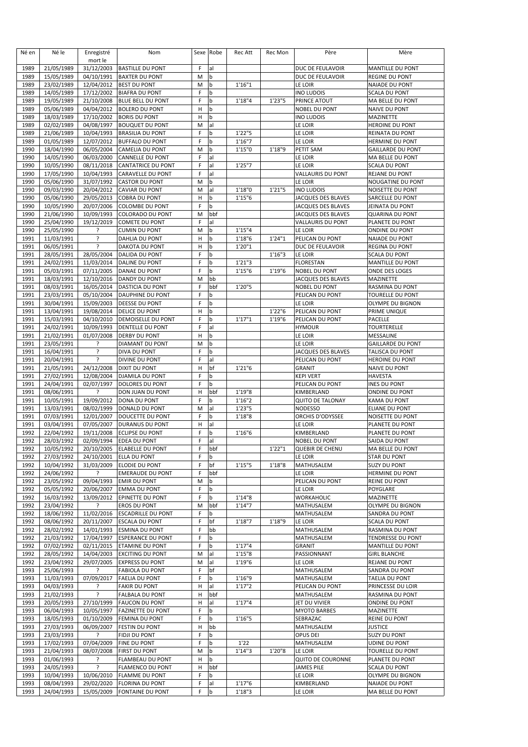| Né en | Né le | Enregistré mort le | Nom | Sexe | Robe | Rec Att | Rec Mon | Père | Mère |
|---|---|---|---|---|---|---|---|---|---|
| 1989 | 21/05/1989 | 31/12/2003 | BASTILLE DU PONT | F | al | | | DUC DE FEULAVOIR | MANTILLE DU PONT |
| 1989 | 15/05/1989 | 04/10/1991 | BAXTER DU PONT | M | b | | | DUC DE FEULAVOIR | REGINE DU PONT |
| 1989 | 23/02/1989 | 12/04/2012 | BEST DU PONT | M | b | 1'16"1 | | LE LOIR | NAIADE DU PONT |
| 1989 | 14/05/1989 | 17/12/2002 | BIAFRA DU PONT | F | b | | | INO LUDOIS | SCALA DU PONT |
| 1989 | 19/05/1989 | 21/10/2008 | BLUE BELL DU PONT | F | b | 1'18"4 | 1'23"5 | PRINCE ATOUT | MA BELLE DU PONT |
| 1989 | 05/06/1989 | 04/04/2012 | BOLERO DU PONT | H | b | | | NOBEL DU PONT | NAIVE DU PONT |
| 1989 | 18/03/1989 | 17/10/2002 | BORIS DU PONT | H | b | | | INO LUDOIS | MAZINETTE |
| 1989 | 02/02/1989 | 04/08/1997 | BOUQUET DU PONT | M | al | | | LE LOIR | HEROINE DU PONT |
| 1989 | 21/06/1989 | 10/04/1993 | BRASILIA DU PONT | F | b | 1'22"5 | | LE LOIR | REINATA DU PONT |
| 1989 | 01/05/1989 | 12/07/2012 | BUFFALO DU PONT | F | b | 1'16"7 | | LE LOIR | HERMINE DU PONT |
| 1990 | 18/04/1990 | 06/05/2004 | CAMELIA DU PONT | M | b | 1'15"0 | 1'18"9 | PETIT SAM | GAILLARDE DU PONT |
| 1990 | 14/05/1990 | 06/03/2000 | CANNELLE DU PONT | F | al | | | LE LOIR | MA BELLE DU PONT |
| 1990 | 10/05/1990 | 08/11/2018 | CANTATRICE DU PONT | F | al | 1'25"7 | | LE LOIR | SCALA DU PONT |
| 1990 | 17/05/1990 | 10/04/1993 | CARAVELLE DU PONT | F | al | | | VALLAURIS DU PONT | REJANE DU PONT |
| 1990 | 05/06/1990 | 31/07/1992 | CASTOR DU PONT | M | b | | | LE LOIR | NOUGATINE DU PONT |
| 1990 | 09/03/1990 | 20/04/2012 | CAVIAR DU PONT | M | al | 1'18"0 | 1'21"5 | INO LUDOIS | NOISETTE DU PONT |
| 1990 | 05/06/1990 | 29/05/2013 | COBRA DU PONT | H | b | 1'15"6 | | JACQUES DES BLAVES | SARCELLE DU PONT |
| 1990 | 10/05/1990 | 20/07/2006 | COLOMBE DU PONT | F | b | | | JACQUES DES BLAVES | JEINATA DU PONT |
| 1990 | 21/06/1990 | 10/09/1993 | COLORADO DU PONT | M | bbf | | | JACQUES DES BLAVES | QUARINA DU PONT |
| 1990 | 25/04/1990 | 19/12/2019 | COMETE DU PONT | F | al | | | VALLAURIS DU PONT | PLANETE DU PONT |
| 1990 | 25/05/1990 | ? | CUMIN DU PONT | M | b | 1'15"4 | | LE LOIR | ONDINE DU PONT |
| 1991 | 11/03/1991 | ? | DAHLIA DU PONT | H | b | 1'18"6 | 1'24"1 | PELICAN DU PONT | NAIADE DU PONT |
| 1991 | 06/05/1991 | ? | DAKOTA DU PONT | H | b | 1'20"1 | | DUC DE FEULAVOIR | REGINA DU PONT |
| 1991 | 28/05/1991 | 28/05/2004 | DALIDA DU PONT | F | b | | 1'16"3 | LE LOIR | SCALA DU PONT |
| 1991 | 24/02/1991 | 11/03/2014 | DALINE DU PONT | F | b | 1'21"3 | | FLORESTAN | MANTILLE DU PONT |
| 1991 | 05/03/1991 | 07/11/2005 | DANAE DU PONT | F | b | 1'15"6 | 1'19"6 | NOBEL DU PONT | ONDE DES LOGES |
| 1991 | 18/03/1991 | 12/10/2016 | DANDY DU PONT | M | bb | | | JACQUES DES BLAVES | MAZINETTE |
| 1991 | 08/03/1991 | 16/05/2014 | DASTICIA DU PONT | F | bbf | 1'20"5 | | NOBEL DU PONT | RASMINA DU PONT |
| 1991 | 23/03/1991 | 05/10/2004 | DAUPHINE DU PONT | F | b | | | PELICAN DU PONT | TOURELLE DU PONT |
| 1991 | 30/04/1991 | 15/09/2003 | DEESSE DU PONT | F | b | | | LE LOIR | OLYMPE DU BIGNON |
| 1991 | 13/04/1991 | 19/08/2014 | DELICE DU PONT | H | b | | 1'22"6 | PELICAN DU PONT | PRIME UNIQUE |
| 1991 | 15/03/1991 | 04/10/2010 | DEMOISELLE DU PONT | F | b | 1'17"1 | 1'19"6 | PELICAN DU PONT | PACELLE |
| 1991 | 24/02/1991 | 10/09/1993 | DENTELLE DU PONT | F | al | | | HYMOUR | TOURTERELLE |
| 1991 | 21/02/1991 | 01/07/2008 | DERBY DU PONT | H | b | | | LE LOIR | MESSALINE |
| 1991 | 23/05/1991 | ? | DIAMANT DU PONT | M | b | | | LE LOIR | GAILLARDE DU PONT |
| 1991 | 16/04/1991 | ? | DIVA DU PONT | F | b | | | JACQUES DES BLAVES | TALISCA DU PONT |
| 1991 | 20/04/1991 | ? | DIVINE DU PONT | F | al | | | PELICAN DU PONT | HEROINE DU PONT |
| 1991 | 21/05/1991 | 24/12/2008 | DIXIT DU PONT | H | bf | 1'21"6 | | GRANIT | NAIVE DU PONT |
| 1991 | 27/02/1991 | 12/08/2004 | DJAMILA DU PONT | F | b | | | KEPI VERT | HAVESTA |
| 1991 | 24/04/1991 | 02/07/1997 | DOLORES DU PONT | F | b | | | PELICAN DU PONT | INES DU PONT |
| 1991 | 08/06/1991 | ? | DON JUAN DU PONT | H | bbf | 1'19"8 | | KIMBERLAND | ONDINE DU PONT |
| 1991 | 10/05/1991 | 19/09/2012 | DONA DU PONT | F | b | 1'16"2 | | QUITO DE TALONAY | KAMA DU PONT |
| 1991 | 13/03/1991 | 08/02/1999 | DONALD DU PONT | M | al | 1'23"5 | | NODESSO | ELIANE DU PONT |
| 1991 | 07/03/1991 | 12/01/2007 | DOUCETTE DU PONT | F | b | 1'18"8 | | ORCHIS D'ODYSSEE | NOISETTE DU PONT |
| 1991 | 03/04/1991 | 07/05/2007 | DURANUS DU PONT | H | al | | | LE LOIR | PLANETE DU PONT |
| 1992 | 22/04/1992 | 19/11/2008 | ECLIPSE DU PONT | F | b | 1'16"6 | | KIMBERLAND | PLANETE DU PONT |
| 1992 | 28/03/1992 | 02/09/1994 | EDEA DU PONT | F | al | | | NOBEL DU PONT | SAIDA DU PONT |
| 1992 | 10/05/1992 | 20/10/2005 | ELABELLE DU PONT | F | bbf | | 1'22"1 | QUEBIR DE CHENU | MA BELLE DU PONT |
| 1992 | 27/03/1992 | 24/10/2001 | ELLA DU PONT | F | b | | | LE LOIR | STAR DU PONT |
| 1992 | 10/04/1992 | 31/03/2009 | ELODIE DU PONT | F | bf | 1'15"5 | 1'18"8 | MATHUSALEM | SUZY DU PONT |
| 1992 | 24/06/1992 | ? | EMERAUDE DU PONT | F | bbf | | | LE LOIR | HERMINE DU PONT |
| 1992 | 23/05/1992 | 09/04/1993 | EMIR DU PONT | M | b | | | PELICAN DU PONT | REINE DU PONT |
| 1992 | 05/05/1992 | 20/06/2007 | EMMA DU PONT | F | b | | | LE LOIR | POYGLARE |
| 1992 | 16/03/1992 | 13/09/2012 | EPINETTE DU PONT | F | b | 1'14"8 | | WORKAHOLIC | MAZINETTE |
| 1992 | 23/04/1992 | ? | EROS DU PONT | M | bbf | 1'14"7 | | MATHUSALEM | OLYMPE DU BIGNON |
| 1992 | 18/06/1992 | 11/02/2016 | ESCADRILLE DU PONT | F | b | | | MATHUSALEM | SANDRA DU PONT |
| 1992 | 08/06/1992 | 20/11/2007 | ESCALA DU PONT | F | bf | 1'18"7 | 1'18"9 | LE LOIR | SCALA DU PONT |
| 1992 | 28/02/1992 | 14/01/1993 | ESMINA DU PONT | F | bb | | | MATHUSALEM | RASMINA DU PONT |
| 1992 | 21/03/1992 | 17/04/1997 | ESPERANCE DU PONT | F | b | | | MATHUSALEM | TENDRESSE DU PONT |
| 1992 | 07/02/1992 | 02/11/2015 | ETAMINE DU PONT | F | b | 1'17"4 | | GRANIT | MANTILLE DU PONT |
| 1992 | 28/05/1992 | 14/04/2003 | EXCITING DU PONT | M | al | 1'15"8 | | PASSIONNANT | GIRL BLANCHE |
| 1992 | 23/04/1992 | 29/07/2005 | EXPRESS DU PONT | M | al | 1'19"6 | | LE LOIR | REJANE DU PONT |
| 1993 | 25/06/1993 | ? | FABIOLA DU PONT | F | bf | | | MATHUSALEM | SANDRA DU PONT |
| 1993 | 11/03/1993 | 07/09/2017 | FAELIA DU PONT | F | b | 1'16"9 | | MATHUSALEM | TAELIA DU PONT |
| 1993 | 04/03/1993 | ? | FAKIR DU PONT | H | al | 1'17"2 | | MATHUSALEM | PRINCESSE DU LOIR |
| 1993 | 21/02/1993 | ? | FALBALA DU PONT | H | bbf | | | MATHUSALEM | RASMINA DU PONT |
| 1993 | 20/05/1993 | 27/10/1999 | FAUCON DU PONT | H | al | 1'17"4 | | JET DU VIVIER | ONDINE DU PONT |
| 1993 | 06/04/1993 | 10/05/1997 | FAZINETTE DU PONT | F | b | | | MYOTO BARBES | MAZINETTE |
| 1993 | 18/05/1993 | 01/10/2009 | FEMINA DU PONT | F | b | 1'16"5 | | SEBRAZAC | REINE DU PONT |
| 1993 | 27/03/1993 | 06/09/2007 | FESTIN DU PONT | H | bb | | | MATHUSALEM | JUSTICE |
| 1993 | 23/03/1993 | ? | FIDJI DU PONT | F | b | | | OPUS DEI | SUZY DU PONT |
| 1993 | 17/02/1993 | 07/04/2009 | FINE DU PONT | F | b | 1'22 | | MATHUSALEM | UDINE DU PONT |
| 1993 | 21/04/1993 | 08/07/2008 | FIRST DU PONT | M | b | 1'14"3 | 1'20"8 | LE LOIR | TOURELLE DU PONT |
| 1993 | 01/06/1993 | ? | FLAMBEAU DU PONT | H | b | | | QUITO DE COURONNE | PLANETE DU PONT |
| 1993 | 24/05/1993 | ? | FLAMENCO DU PONT | H | bbf | | | JAMES PILE | SCALA DU PONT |
| 1993 | 10/04/1993 | 10/06/2010 | FLAMME DU PONT | F | b | | | LE LOIR | OLYMPE DU BIGNON |
| 1993 | 08/04/1993 | 29/02/2020 | FLORINA DU PONT | F | al | 1'17"6 | | KIMBERLAND | NAIADE DU PONT |
| 1993 | 24/04/1993 | 15/05/2009 | FONTAINE DU PONT | F | b | 1'18"3 | | LE LOIR | MA BELLE DU PONT |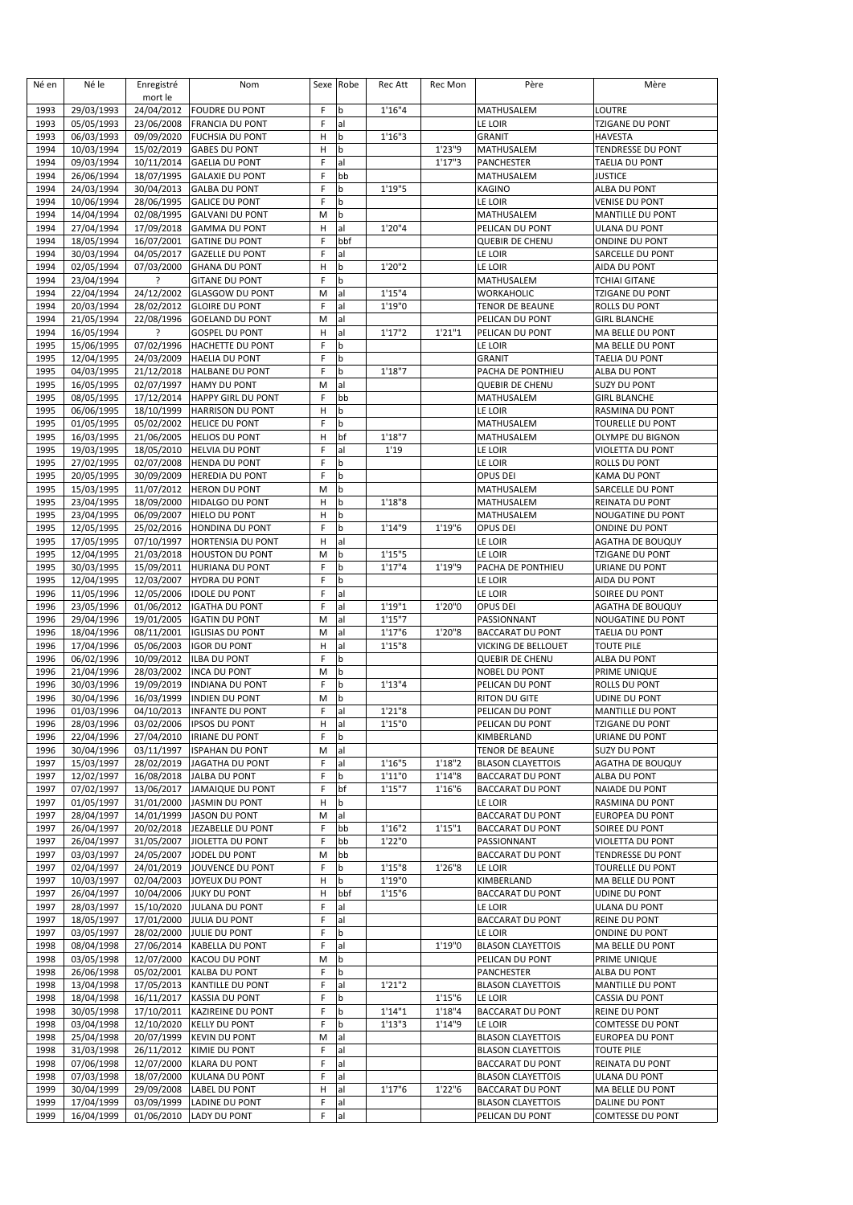| Né en | Né le | Enregistré mort le | Nom | Sexe | Robe | Rec Att | Rec Mon | Père | Mère |
|---|---|---|---|---|---|---|---|---|---|
| 1993 | 29/03/1993 | 24/04/2012 | FOUDRE DU PONT | F | b | 1'16"4 | | MATHUSALEM | LOUTRE |
| 1993 | 05/05/1993 | 23/06/2008 | FRANCIA DU PONT | F | al | | | LE LOIR | TZIGANE DU PONT |
| 1993 | 06/03/1993 | 09/09/2020 | FUCHSIA DU PONT | H | b | 1'16"3 | | GRANIT | HAVESTA |
| 1994 | 10/03/1994 | 15/02/2019 | GABES DU PONT | H | b | | 1'23"9 | MATHUSALEM | TENDRESSE DU PONT |
| 1994 | 09/03/1994 | 10/11/2014 | GAELIA DU PONT | F | al | | 1'17"3 | PANCHESTER | TAELIA DU PONT |
| 1994 | 26/06/1994 | 18/07/1995 | GALAXIE DU PONT | F | bb | | | MATHUSALEM | JUSTICE |
| 1994 | 24/03/1994 | 30/04/2013 | GALBA DU PONT | F | b | 1'19"5 | | KAGINO | ALBA DU PONT |
| 1994 | 10/06/1994 | 28/06/1995 | GALICE DU PONT | F | b | | | LE LOIR | VENISE DU PONT |
| 1994 | 14/04/1994 | 02/08/1995 | GALVANI DU PONT | M | b | | | MATHUSALEM | MANTILLE DU PONT |
| 1994 | 27/04/1994 | 17/09/2018 | GAMMA DU PONT | H | al | 1'20"4 | | PELICAN DU PONT | ULANA DU PONT |
| 1994 | 18/05/1994 | 16/07/2001 | GATINE DU PONT | F | bbf | | | QUEBIR DE CHENU | ONDINE DU PONT |
| 1994 | 30/03/1994 | 04/05/2017 | GAZELLE DU PONT | F | al | | | LE LOIR | SARCELLE DU PONT |
| 1994 | 02/05/1994 | 07/03/2000 | GHANA DU PONT | H | b | 1'20"2 | | LE LOIR | AIDA DU PONT |
| 1994 | 23/04/1994 | ? | GITANE DU PONT | F | b | | | MATHUSALEM | TCHIAI GITANE |
| 1994 | 22/04/1994 | 24/12/2002 | GLASGOW DU PONT | M | al | 1'15"4 | | WORKAHOLIC | TZIGANE DU PONT |
| 1994 | 20/03/1994 | 28/02/2012 | GLOIRE DU PONT | F | al | 1'19"0 | | TENOR DE BEAUNE | ROLLS DU PONT |
| 1994 | 21/05/1994 | 22/08/1996 | GOELAND DU PONT | M | al | | | PELICAN DU PONT | GIRL BLANCHE |
| 1994 | 16/05/1994 | ? | GOSPEL DU PONT | H | al | 1'17"2 | 1'21"1 | PELICAN DU PONT | MA BELLE DU PONT |
| 1995 | 15/06/1995 | 07/02/1996 | HACHETTE DU PONT | F | b | | | LE LOIR | MA BELLE DU PONT |
| 1995 | 12/04/1995 | 24/03/2009 | HAELIA DU PONT | F | b | | | GRANIT | TAELIA DU PONT |
| 1995 | 04/03/1995 | 21/12/2018 | HALBANE DU PONT | F | b | 1'18"7 | | PACHA DE PONTHIEU | ALBA DU PONT |
| 1995 | 16/05/1995 | 02/07/1997 | HAMY DU PONT | M | al | | | QUEBIR DE CHENU | SUZY DU PONT |
| 1995 | 08/05/1995 | 17/12/2014 | HAPPY GIRL DU PONT | F | bb | | | MATHUSALEM | GIRL BLANCHE |
| 1995 | 06/06/1995 | 18/10/1999 | HARRISON DU PONT | H | b | | | LE LOIR | RASMINA DU PONT |
| 1995 | 01/05/1995 | 05/02/2002 | HELICE DU PONT | F | b | | | MATHUSALEM | TOURELLE DU PONT |
| 1995 | 16/03/1995 | 21/06/2005 | HELIOS DU PONT | H | bf | 1'18"7 | | MATHUSALEM | OLYMPE DU BIGNON |
| 1995 | 19/03/1995 | 18/05/2010 | HELVIA DU PONT | F | al | 1'19 | | LE LOIR | VIOLETTA DU PONT |
| 1995 | 27/02/1995 | 02/07/2008 | HENDA DU PONT | F | b | | | LE LOIR | ROLLS DU PONT |
| 1995 | 20/05/1995 | 30/09/2009 | HEREDIA DU PONT | F | b | | | OPUS DEI | KAMA DU PONT |
| 1995 | 15/03/1995 | 11/07/2012 | HERON DU PONT | M | b | | | MATHUSALEM | SARCELLE DU PONT |
| 1995 | 23/04/1995 | 18/09/2000 | HIDALGO DU PONT | H | b | 1'18"8 | | MATHUSALEM | REINATA DU PONT |
| 1995 | 23/04/1995 | 06/09/2007 | HIELO DU PONT | H | b | | | MATHUSALEM | NOUGATINE DU PONT |
| 1995 | 12/05/1995 | 25/02/2016 | HONDINA DU PONT | F | b | 1'14"9 | 1'19"6 | OPUS DEI | ONDINE DU PONT |
| 1995 | 17/05/1995 | 07/10/1997 | HORTENSIA DU PONT | H | al | | | LE LOIR | AGATHA DE BOUQUY |
| 1995 | 12/04/1995 | 21/03/2018 | HOUSTON DU PONT | M | b | 1'15"5 | | LE LOIR | TZIGANE DU PONT |
| 1995 | 30/03/1995 | 15/09/2011 | HURIANA DU PONT | F | b | 1'17"4 | 1'19"9 | PACHA DE PONTHIEU | URIANE DU PONT |
| 1995 | 12/04/1995 | 12/03/2007 | HYDRA DU PONT | F | b | | | LE LOIR | AIDA DU PONT |
| 1996 | 11/05/1996 | 12/05/2006 | IDOLE DU PONT | F | al | | | LE LOIR | SOIREE DU PONT |
| 1996 | 23/05/1996 | 01/06/2012 | IGATHA DU PONT | F | al | 1'19"1 | 1'20"0 | OPUS DEI | AGATHA DE BOUQUY |
| 1996 | 29/04/1996 | 19/01/2005 | IGATIN DU PONT | M | al | 1'15"7 | | PASSIONNANT | NOUGATINE DU PONT |
| 1996 | 18/04/1996 | 08/11/2001 | IGLISIAS DU PONT | M | al | 1'17"6 | 1'20"8 | BACCARAT DU PONT | TAELIA DU PONT |
| 1996 | 17/04/1996 | 05/06/2003 | IGOR DU PONT | H | al | 1'15"8 | | VICKING DE BELLOUET | TOUTE PILE |
| 1996 | 06/02/1996 | 10/09/2012 | ILBA DU PONT | F | b | | | QUEBIR DE CHENU | ALBA DU PONT |
| 1996 | 21/04/1996 | 28/03/2002 | INCA DU PONT | M | b | | | NOBEL DU PONT | PRIME UNIQUE |
| 1996 | 30/03/1996 | 19/09/2019 | INDIANA DU PONT | F | b | 1'13"4 | | PELICAN DU PONT | ROLLS DU PONT |
| 1996 | 30/04/1996 | 16/03/1999 | INDIEN DU PONT | M | b | | | RITON DU GITE | UDINE DU PONT |
| 1996 | 01/03/1996 | 04/10/2013 | INFANTE DU PONT | F | al | 1'21"8 | | PELICAN DU PONT | MANTILLE DU PONT |
| 1996 | 28/03/1996 | 03/02/2006 | IPSOS DU PONT | H | al | 1'15"0 | | PELICAN DU PONT | TZIGANE DU PONT |
| 1996 | 22/04/1996 | 27/04/2010 | IRIANE DU PONT | F | b | | | KIMBERLAND | URIANE DU PONT |
| 1996 | 30/04/1996 | 03/11/1997 | ISPAHAN DU PONT | M | al | | | TENOR DE BEAUNE | SUZY DU PONT |
| 1997 | 15/03/1997 | 28/02/2019 | JAGATHA DU PONT | F | al | 1'16"5 | 1'18"2 | BLASON CLAYETTOIS | AGATHA DE BOUQUY |
| 1997 | 12/02/1997 | 16/08/2018 | JALBA DU PONT | F | b | 1'11"0 | 1'14"8 | BACCARAT DU PONT | ALBA DU PONT |
| 1997 | 07/02/1997 | 13/06/2017 | JAMAIQUE DU PONT | F | bf | 1'15"7 | 1'16"6 | BACCARAT DU PONT | NAIADE DU PONT |
| 1997 | 01/05/1997 | 31/01/2000 | JASMIN DU PONT | H | b | | | LE LOIR | RASMINA DU PONT |
| 1997 | 28/04/1997 | 14/01/1999 | JASON DU PONT | M | al | | | BACCARAT DU PONT | EUROPEA DU PONT |
| 1997 | 26/04/1997 | 20/02/2018 | JEZABELLE DU PONT | F | bb | 1'16"2 | 1'15"1 | BACCARAT DU PONT | SOIREE DU PONT |
| 1997 | 26/04/1997 | 31/05/2007 | JIOLETTA DU PONT | F | bb | 1'22"0 | | PASSIONNANT | VIOLETTA DU PONT |
| 1997 | 03/03/1997 | 24/05/2007 | JODEL DU PONT | M | bb | | | BACCARAT DU PONT | TENDRESSE DU PONT |
| 1997 | 02/04/1997 | 24/01/2019 | JOUVENCE DU PONT | F | b | 1'15"8 | 1'26"8 | LE LOIR | TOURELLE DU PONT |
| 1997 | 10/03/1997 | 02/04/2003 | JOYEUX DU PONT | H | b | 1'19"0 | | KIMBERLAND | MA BELLE DU PONT |
| 1997 | 26/04/1997 | 10/04/2006 | JUKY DU PONT | H | bbf | 1'15"6 | | BACCARAT DU PONT | UDINE DU PONT |
| 1997 | 28/03/1997 | 15/10/2020 | JULANA DU PONT | F | al | | | LE LOIR | ULANA DU PONT |
| 1997 | 18/05/1997 | 17/01/2000 | JULIA DU PONT | F | al | | | BACCARAT DU PONT | REINE DU PONT |
| 1997 | 03/05/1997 | 28/02/2000 | JULIE DU PONT | F | b | | | LE LOIR | ONDINE DU PONT |
| 1998 | 08/04/1998 | 27/06/2014 | KABELLA DU PONT | F | al | | 1'19"0 | BLASON CLAYETTOIS | MA BELLE DU PONT |
| 1998 | 03/05/1998 | 12/07/2000 | KACOU DU PONT | M | b | | | PELICAN DU PONT | PRIME UNIQUE |
| 1998 | 26/06/1998 | 05/02/2001 | KALBA DU PONT | F | b | | | PANCHESTER | ALBA DU PONT |
| 1998 | 13/04/1998 | 17/05/2013 | KANTILLE DU PONT | F | al | 1'21"2 | | BLASON CLAYETTOIS | MANTILLE DU PONT |
| 1998 | 18/04/1998 | 16/11/2017 | KASSIA DU PONT | F | b | | 1'15"6 | LE LOIR | CASSIA DU PONT |
| 1998 | 30/05/1998 | 17/10/2011 | KAZIREINE DU PONT | F | b | 1'14"1 | 1'18"4 | BACCARAT DU PONT | REINE DU PONT |
| 1998 | 03/04/1998 | 12/10/2020 | KELLY DU PONT | F | b | 1'13"3 | 1'14"9 | LE LOIR | COMTESSE DU PONT |
| 1998 | 25/04/1998 | 20/07/1999 | KEVIN DU PONT | M | al | | | BLASON CLAYETTOIS | EUROPEA DU PONT |
| 1998 | 31/03/1998 | 26/11/2012 | KIMIE DU PONT | F | al | | | BLASON CLAYETTOIS | TOUTE PILE |
| 1998 | 07/06/1998 | 12/07/2000 | KLARA DU PONT | F | al | | | BACCARAT DU PONT | REINATA DU PONT |
| 1998 | 07/03/1998 | 18/07/2000 | KULANA DU PONT | F | al | | | BLASON CLAYETTOIS | ULANA DU PONT |
| 1999 | 30/04/1999 | 29/09/2008 | LABEL DU PONT | H | al | 1'17"6 | 1'22"6 | BACCARAT DU PONT | MA BELLE DU PONT |
| 1999 | 17/04/1999 | 03/09/1999 | LADINE DU PONT | F | al | | | BLASON CLAYETTOIS | DALINE DU PONT |
| 1999 | 16/04/1999 | 01/06/2010 | LADY DU PONT | F | al | | | PELICAN DU PONT | COMTESSE DU PONT |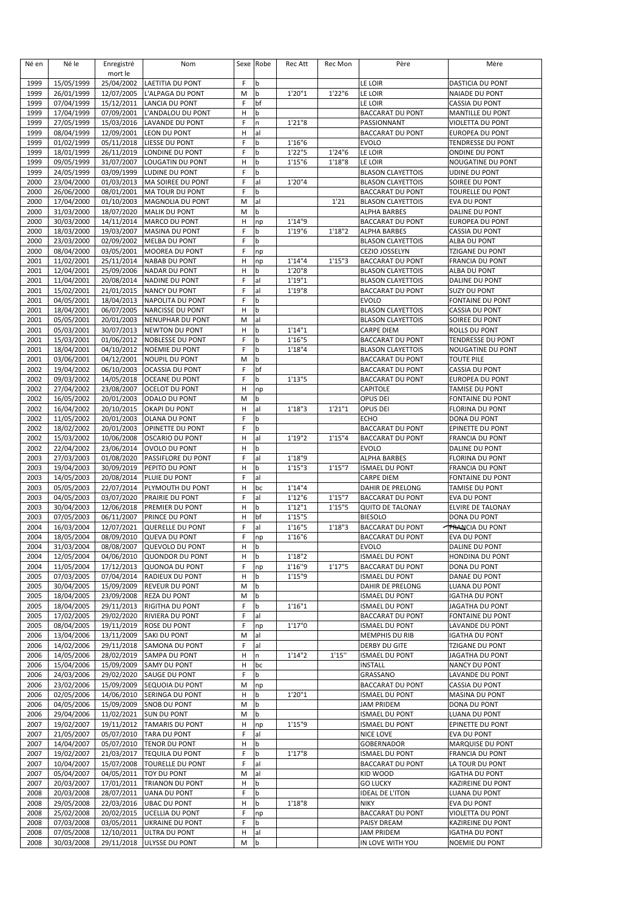| Né en | Né le | Enregistré mort le | Nom | Sexe | Robe | Rec Att | Rec Mon | Père | Mère |
|---|---|---|---|---|---|---|---|---|---|
| 1999 | 15/05/1999 | 25/04/2002 | LAETITIA DU PONT | F | b | | | LE LOIR | DASTICIA DU PONT |
| 1999 | 26/01/1999 | 12/07/2005 | L'ALPAGA DU PONT | M | b | 1'20"1 | 1'22"6 | LE LOIR | NAIADE DU PONT |
| 1999 | 07/04/1999 | 15/12/2011 | LANCIA DU PONT | F | bf | | | LE LOIR | CASSIA DU PONT |
| 1999 | 17/04/1999 | 07/09/2001 | L'ANDALOU DU PONT | H | b | | | BACCARAT DU PONT | MANTILLE DU PONT |
| 1999 | 27/05/1999 | 15/03/2016 | LAVANDE DU PONT | F | n | 1'21"8 | | PASSIONNANT | VIOLETTA DU PONT |
| 1999 | 08/04/1999 | 12/09/2001 | LEON DU PONT | H | al | | | BACCARAT DU PONT | EUROPEA DU PONT |
| 1999 | 01/02/1999 | 05/11/2018 | LIESSE DU PONT | F | b | 1'16"6 | | EVOLO | TENDRESSE DU PONT |
| 1999 | 18/01/1999 | 26/11/2019 | LONDINE DU PONT | F | b | 1'22"5 | 1'24"6 | LE LOIR | ONDINE DU PONT |
| 1999 | 09/05/1999 | 31/07/2007 | LOUGATIN DU PONT | H | b | 1'15"6 | 1'18"8 | LE LOIR | NOUGATINE DU PONT |
| 1999 | 24/05/1999 | 03/09/1999 | LUDINE DU PONT | F | b | | | BLASON CLAYETTOIS | UDINE DU PONT |
| 2000 | 23/04/2000 | 01/03/2013 | MA SOIREE DU PONT | F | al | 1'20"4 | | BLASON CLAYETTOIS | SOIREE DU PONT |
| 2000 | 26/06/2000 | 08/01/2001 | MA TOUR DU PONT | F | b | | | BACCARAT DU PONT | TOURELLE DU PONT |
| 2000 | 17/04/2000 | 01/10/2003 | MAGNOLIA DU PONT | M | al | | 1'21 | BLASON CLAYETTOIS | EVA DU PONT |
| 2000 | 31/03/2000 | 18/07/2020 | MALIK DU PONT | M | b | | | ALPHA BARBES | DALINE DU PONT |
| 2000 | 30/03/2000 | 14/11/2014 | MARCO DU PONT | H | np | 1'14"9 | | BACCARAT DU PONT | EUROPEA DU PONT |
| 2000 | 18/03/2000 | 19/03/2007 | MASINA DU PONT | F | b | 1'19"6 | 1'18"2 | ALPHA BARBES | CASSIA DU PONT |
| 2000 | 23/03/2000 | 02/09/2002 | MELBA DU PONT | F | b | | | BLASON CLAYETTOIS | ALBA DU PONT |
| 2000 | 08/04/2000 | 03/05/2001 | MOOREA DU PONT | F | np | | | CEZIO JOSSELYN | TZIGANE DU PONT |
| 2001 | 11/02/2001 | 25/11/2014 | NABAB DU PONT | H | np | 1'14"4 | 1'15"3 | BACCARAT DU PONT | FRANCIA DU PONT |
| 2001 | 12/04/2001 | 25/09/2006 | NADAR DU PONT | H | b | 1'20"8 | | BLASON CLAYETTOIS | ALBA DU PONT |
| 2001 | 11/04/2001 | 20/08/2014 | NADINE DU PONT | F | al | 1'19"1 | | BLASON CLAYETTOIS | DALINE DU PONT |
| 2001 | 15/02/2001 | 21/01/2015 | NANCY DU PONT | F | al | 1'19"8 | | BACCARAT DU PONT | SUZY DU PONT |
| 2001 | 04/05/2001 | 18/04/2013 | NAPOLITA DU PONT | F | b | | | EVOLO | FONTAINE DU PONT |
| 2001 | 18/04/2001 | 06/07/2005 | NARCISSE DU PONT | H | b | | | BLASON CLAYETTOIS | CASSIA DU PONT |
| 2001 | 05/05/2001 | 20/01/2003 | NENUPHAR DU PONT | M | al | | | BLASON CLAYETTOIS | SOIREE DU PONT |
| 2001 | 05/03/2001 | 30/07/2013 | NEWTON DU PONT | H | b | 1'14"1 | | CARPE DIEM | ROLLS DU PONT |
| 2001 | 15/03/2001 | 01/06/2012 | NOBLESSE DU PONT | F | b | 1'16"5 | | BACCARAT DU PONT | TENDRESSE DU PONT |
| 2001 | 18/04/2001 | 04/10/2012 | NOEMIE DU PONT | F | b | 1'18"4 | | BLASON CLAYETTOIS | NOUGATINE DU PONT |
| 2001 | 03/06/2001 | 04/12/2001 | NOUPIL DU PONT | M | b | | | BACCARAT DU PONT | TOUTE PILE |
| 2002 | 19/04/2002 | 06/10/2003 | OCASSIA DU PONT | F | bf | | | BACCARAT DU PONT | CASSIA DU PONT |
| 2002 | 09/03/2002 | 14/05/2018 | OCEANE DU PONT | F | b | 1'13"5 | | BACCARAT DU PONT | EUROPEA DU PONT |
| 2002 | 27/04/2002 | 23/08/2007 | OCELOT DU PONT | H | np | | | CAPITOLE | TAMISE DU PONT |
| 2002 | 16/05/2002 | 20/01/2003 | ODALO DU PONT | M | b | | | OPUS DEI | FONTAINE DU PONT |
| 2002 | 16/04/2002 | 20/10/2015 | OKAPI DU PONT | H | al | 1'18"3 | 1'21"1 | OPUS DEI | FLORINA DU PONT |
| 2002 | 11/05/2002 | 20/01/2003 | OLANA DU PONT | F | b | | | ECHO | DONA DU PONT |
| 2002 | 18/02/2002 | 20/01/2003 | OPINETTE DU PONT | F | b | | | BACCARAT DU PONT | EPINETTE DU PONT |
| 2002 | 15/03/2002 | 10/06/2008 | OSCARIO DU PONT | H | al | 1'19"2 | 1'15"4 | BACCARAT DU PONT | FRANCIA DU PONT |
| 2002 | 22/04/2002 | 23/06/2014 | OVOLO DU PONT | H | b | | | EVOLO | DALINE DU PONT |
| 2003 | 27/03/2003 | 01/08/2020 | PASSIFLORE DU PONT | F | al | 1'18"9 | | ALPHA BARBES | FLORINA DU PONT |
| 2003 | 19/04/2003 | 30/09/2019 | PEPITO DU PONT | H | b | 1'15"3 | 1'15"7 | ISMAEL DU PONT | FRANCIA DU PONT |
| 2003 | 14/05/2003 | 20/08/2014 | PLUIE DU PONT | F | al | | | CARPE DIEM | FONTAINE DU PONT |
| 2003 | 05/05/2003 | 22/07/2014 | PLYMOUTH DU PONT | H | bc | 1'14"4 | | DAHIR DE PRELONG | TAMISE DU PONT |
| 2003 | 04/05/2003 | 03/07/2020 | PRAIRIE DU PONT | F | al | 1'12"6 | 1'15"7 | BACCARAT DU PONT | EVA DU PONT |
| 2003 | 30/04/2003 | 12/06/2018 | PREMIER DU PONT | H | b | 1'12"1 | 1'15"5 | QUITO DE TALONAY | ELVIRE DE TALONAY |
| 2003 | 07/05/2003 | 06/11/2007 | PRINCE DU PONT | H | bf | 1'15"5 | | BIESOLO | DONA DU PONT |
| 2004 | 16/03/2004 | 12/07/2021 | QUERELLE DU PONT | F | al | 1'16"5 | 1'18"3 | BACCARAT DU PONT | FRANCIA DU PONT |
| 2004 | 18/05/2004 | 08/09/2010 | QUEVA DU PONT | F | np | 1'16"6 | | BACCARAT DU PONT | EVA DU PONT |
| 2004 | 31/03/2004 | 08/08/2007 | QUEVOLO DU PONT | H | b | | | EVOLO | DALINE DU PONT |
| 2004 | 12/05/2004 | 04/06/2010 | QUONDOR DU PONT | H | b | 1'18"2 | | ISMAEL DU PONT | HONDINA DU PONT |
| 2004 | 11/05/2004 | 17/12/2013 | QUONOA DU PONT | F | np | 1'16"9 | 1'17"5 | BACCARAT DU PONT | DONA DU PONT |
| 2005 | 07/03/2005 | 07/04/2014 | RADIEUX DU PONT | H | b | 1'15"9 | | ISMAEL DU PONT | DANAE DU PONT |
| 2005 | 30/04/2005 | 15/09/2009 | REVEUR DU PONT | M | b | | | DAHIR DE PRELONG | LUANA DU PONT |
| 2005 | 18/04/2005 | 23/09/2008 | REZA DU PONT | M | b | | | ISMAEL DU PONT | IGATHA DU PONT |
| 2005 | 18/04/2005 | 29/11/2013 | RIGITHA DU PONT | F | b | 1'16"1 | | ISMAEL DU PONT | JAGATHA DU PONT |
| 2005 | 17/02/2005 | 29/02/2020 | RIVIERA DU PONT | F | al | | | BACCARAT DU PONT | FONTAINE DU PONT |
| 2005 | 08/04/2005 | 19/11/2019 | ROSE DU PONT | F | np | 1'17"0 | | ISMAEL DU PONT | LAVANDE DU PONT |
| 2006 | 13/04/2006 | 13/11/2009 | SAKI DU PONT | M | al | | | MEMPHIS DU RIB | IGATHA DU PONT |
| 2006 | 14/02/2006 | 29/11/2018 | SAMONA DU PONT | F | al | | | DERBY DU GITE | TZIGANE DU PONT |
| 2006 | 14/05/2006 | 28/02/2019 | SAMPA DU PONT | H | n | 1'14"2 | 1'15" | ISMAEL DU PONT | JAGATHA DU PONT |
| 2006 | 15/04/2006 | 15/09/2009 | SAMY DU PONT | H | bc | | | INSTALL | NANCY DU PONT |
| 2006 | 24/03/2006 | 29/02/2020 | SAUGE DU PONT | F | b | | | GRASSANO | LAVANDE DU PONT |
| 2006 | 23/02/2006 | 15/09/2009 | SEQUOIA DU PONT | M | np | | | BACCARAT DU PONT | CASSIA DU PONT |
| 2006 | 02/05/2006 | 14/06/2010 | SERINGA DU PONT | H | b | 1'20"1 | | ISMAEL DU PONT | MASINA DU PONT |
| 2006 | 04/05/2006 | 15/09/2009 | SNOB DU PONT | M | b | | | JAM PRIDEM | DONA DU PONT |
| 2006 | 29/04/2006 | 11/02/2021 | SUN DU PONT | M | b | | | ISMAEL DU PONT | LUANA DU PONT |
| 2007 | 19/02/2007 | 19/11/2012 | TAMARIS DU PONT | H | np | 1'15"9 | | ISMAEL DU PONT | EPINETTE DU PONT |
| 2007 | 21/05/2007 | 05/07/2010 | TARA DU PONT | F | al | | | NICE LOVE | EVA DU PONT |
| 2007 | 14/04/2007 | 05/07/2010 | TENOR DU PONT | H | b | | | GOBERNADOR | MARQUISE DU PONT |
| 2007 | 19/02/2007 | 21/03/2017 | TEQUILA DU PONT | F | b | 1'17"8 | | ISMAEL DU PONT | FRANCIA DU PONT |
| 2007 | 10/04/2007 | 15/07/2008 | TOURELLE DU PONT | F | al | | | BACCARAT DU PONT | LA TOUR DU PONT |
| 2007 | 05/04/2007 | 04/05/2011 | TOY DU PONT | M | al | | | KID WOOD | IGATHA DU PONT |
| 2007 | 20/03/2007 | 17/01/2011 | TRIANON DU PONT | H | b | | | GO LUCKY | KAZIREINE DU PONT |
| 2008 | 20/03/2008 | 28/07/2011 | UANA DU PONT | F | b | | | IDEAL DE L'ITON | LUANA DU PONT |
| 2008 | 29/05/2008 | 22/03/2016 | UBAC DU PONT | H | b | 1'18"8 | | NIKY | EVA DU PONT |
| 2008 | 25/02/2008 | 20/02/2015 | UCELLIA DU PONT | F | np | | | BACCARAT DU PONT | VIOLETTA DU PONT |
| 2008 | 07/03/2008 | 03/05/2011 | UKRAINE DU PONT | F | b | | | PAISY DREAM | KAZIREINE DU PONT |
| 2008 | 07/05/2008 | 12/10/2011 | ULTRA DU PONT | H | al | | | JAM PRIDEM | IGATHA DU PONT |
| 2008 | 30/03/2008 | 29/11/2018 | ULYSSE DU PONT | M | b | | | IN LOVE WITH YOU | NOEMIE DU PONT |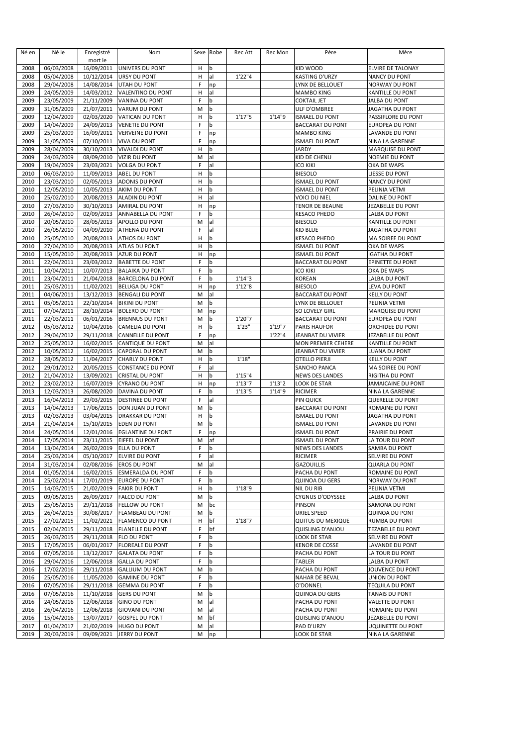| Né en | Né le | Enregistré mort le | Nom | Sexe | Robe | Rec Att | Rec Mon | Père | Mère |
|---|---|---|---|---|---|---|---|---|---|
| 2008 | 06/03/2008 | 16/09/2011 | UNIVERS DU PONT | H | b | | | KID WOOD | ELVIRE DE TALONAY |
| 2008 | 05/04/2008 | 10/12/2014 | URSY DU PONT | H | al | 1'22"4 | | KASTING D'URZY | NANCY DU PONT |
| 2008 | 29/04/2008 | 14/08/2014 | UTAH DU PONT | F | np | | | LYNX DE BELLOUET | NORWAY DU PONT |
| 2009 | 24/05/2009 | 14/03/2012 | VALENTINO DU PONT | H | al | | | MAMBO KING | KANTILLE DU PONT |
| 2009 | 23/05/2009 | 21/11/2009 | VANINA DU PONT | F | b | | | COKTAIL JET | JALBA DU PONT |
| 2009 | 31/05/2009 | 21/07/2011 | VARUM DU PONT | M | b | | | ULF D'OMBREE | JAGATHA DU PONT |
| 2009 | 12/04/2009 | 02/03/2020 | VATICAN DU PONT | H | b | 1'17"5 | 1'14"9 | ISMAEL DU PONT | PASSIFLORE DU PONT |
| 2009 | 14/04/2009 | 24/09/2013 | VENETIE DU PONT | F | b | | | BACCARAT DU PONT | EUROPEA DU PONT |
| 2009 | 25/03/2009 | 16/09/2011 | VERVEINE DU PONT | F | np | | | MAMBO KING | LAVANDE DU PONT |
| 2009 | 31/05/2009 | 07/10/2011 | VIVA DU PONT | F | np | | | ISMAEL DU PONT | NINA LA GARENNE |
| 2009 | 28/04/2009 | 30/10/2013 | VIVALDI DU PONT | H | b | | | JARDY | MARQUISE DU PONT |
| 2009 | 24/03/2009 | 08/09/2010 | VIZIR DU PONT | M | al | | | KID DE CHENU | NOEMIE DU PONT |
| 2009 | 19/04/2009 | 23/03/2021 | VOLGA DU PONT | F | al | | | ICO KIKI | OKA DE WAPS |
| 2010 | 06/03/2010 | 11/09/2013 | ABEL DU PONT | H | b | | | BIESOLO | LIESSE DU PONT |
| 2010 | 23/03/2010 | 02/05/2013 | ADONIS DU PONT | H | b | | | ISMAEL DU PONT | NANCY DU PONT |
| 2010 | 12/05/2010 | 10/05/2013 | AKIM DU PONT | H | b | | | ISMAEL DU PONT | PELINIA VETMI |
| 2010 | 25/02/2010 | 20/08/2013 | ALADIN DU PONT | H | al | | | VOICI DU NIEL | DALINE DU PONT |
| 2010 | 27/03/2010 | 30/10/2013 | AMIRAL DU PONT | H | np | | | TENOR DE BEAUNE | JEZABELLE DU PONT |
| 2010 | 26/04/2010 | 02/09/2013 | ANNABELLA DU PONT | F | b | | | KESACO PHEDO | LALBA DU PONT |
| 2010 | 20/05/2010 | 28/05/2013 | APOLLO DU PONT | M | al | | | BIESOLO | KANTILLE DU PONT |
| 2010 | 26/05/2010 | 04/09/2010 | ATHENA DU PONT | F | al | | | KID BLUE | JAGATHA DU PONT |
| 2010 | 25/05/2010 | 20/08/2013 | ATHOS DU PONT | H | b | | | KESACO PHEDO | MA SOIREE DU PONT |
| 2010 | 27/04/2010 | 20/08/2013 | ATLAS DU PONT | H | b | | | ISMAEL DU PONT | OKA DE WAPS |
| 2010 | 15/05/2010 | 20/08/2013 | AZUR DU PONT | H | np | | | ISMAEL DU PONT | IGATHA DU PONT |
| 2011 | 22/04/2011 | 23/03/2012 | BABETTE DU PONT | F | b | | | BACCARAT DU PONT | EPINETTE DU PONT |
| 2011 | 10/04/2011 | 10/07/2013 | BALAIKA DU PONT | F | b | | | ICO KIKI | OKA DE WAPS |
| 2011 | 23/04/2011 | 21/04/2018 | BARCELONA DU PONT | F | b | 1'14"3 | | KOREAN | LALBA DU PONT |
| 2011 | 25/03/2011 | 11/02/2021 | BELUGA DU PONT | H | np | 1'12"8 | | BIESOLO | LEVA DU PONT |
| 2011 | 04/06/2011 | 13/12/2013 | BENGALI DU PONT | M | al | | | BACCARAT DU PONT | KELLY DU PONT |
| 2011 | 05/05/2011 | 22/10/2014 | BIKINI DU PONT | M | b | | | LYNX DE BELLOUET | PELINIA VETMI |
| 2011 | 07/04/2011 | 28/10/2014 | BOLERO DU PONT | M | np | | | SO LOVELY GIRL | MARQUISE DU PONT |
| 2011 | 22/03/2011 | 06/01/2016 | BRENNUS DU PONT | M | b | 1'20"7 | | BACCARAT DU PONT | EUROPEA DU PONT |
| 2012 | 05/03/2012 | 10/04/2016 | CAMELIA DU PONT | H | b | 1'23" | 1'19"7 | PARIS HAUFOR | ORCHIDEE DU PONT |
| 2012 | 29/04/2012 | 29/11/2018 | CANNELLE DU PONT | F | np | | 1'22"4 | JEANBAT DU VIVIER | JEZABELLE DU PONT |
| 2012 | 25/05/2012 | 16/02/2015 | CANTIQUE DU PONT | M | al | | | MON PREMIER CEHERE | KANTILLE DU PONT |
| 2012 | 10/05/2012 | 16/02/2015 | CAPORAL DU PONT | M | b | | | JEANBAT DU VIVIER | LUANA DU PONT |
| 2012 | 28/05/2012 | 11/04/2017 | CHARLY DU PONT | H | b | 1'18" | | OTELLO PIERJI | KELLY DU PONT |
| 2012 | 29/01/2012 | 20/05/2015 | CONSTANCE DU PONT | F | al | | | SANCHO PANCA | MA SOIREE DU PONT |
| 2012 | 21/04/2012 | 13/09/2021 | CRISTAL DU PONT | H | b | 1'15"4 | | NEWS DES LANDES | RIGITHA DU PONT |
| 2012 | 23/02/2012 | 16/07/2019 | CYRANO DU PONT | H | np | 1'13"7 | 1'13"2 | LOOK DE STAR | JAMAICAINE DU PONT |
| 2013 | 12/03/2013 | 26/08/2020 | DAVINA DU PONT | F | b | 1'13"5 | 1'14"9 | RICIMER | NINA LA GARENNE |
| 2013 | 16/04/2013 | 29/03/2015 | DESTINEE DU PONT | F | al | | | PIN QUICK | QUERELLE DU PONT |
| 2013 | 14/04/2013 | 17/06/2015 | DON JUAN DU PONT | M | b | | | BACCARAT DU PONT | ROMAINE DU PONT |
| 2013 | 02/03/2013 | 03/04/2015 | DRAKKAR DU PONT | H | b | | | ISMAEL DU PONT | JAGATHA DU PONT |
| 2014 | 21/04/2014 | 15/10/2015 | EDEN DU PONT | M | b | | | ISMAEL DU PONT | LAVANDE DU PONT |
| 2014 | 24/05/2014 | 12/01/2016 | EGLANTINE DU PONT | F | np | | | ISMAEL DU PONT | PRAIRIE DU PONT |
| 2014 | 17/05/2014 | 23/11/2015 | EIFFEL DU PONT | M | af | | | ISMAEL DU PONT | LA TOUR DU PONT |
| 2014 | 13/04/2014 | 26/02/2019 | ELLA DU PONT | F | b | | | NEWS DES LANDES | SAMBA DU PONT |
| 2014 | 25/03/2014 | 05/10/2017 | ELVIRE DU PONT | F | al | | | RICIMER | SELVIRE DU PONT |
| 2014 | 31/03/2014 | 02/08/2016 | EROS DU PONT | M | al | | | GAZOUILLIS | QUARLA DU PONT |
| 2014 | 01/05/2014 | 16/02/2015 | ESMERALDA DU PONT | F | b | | | PACHA DU PONT | ROMAINE DU PONT |
| 2014 | 25/02/2014 | 17/01/2019 | EUROPE DU PONT | F | b | | | QUINOA DU GERS | NORWAY DU PONT |
| 2015 | 14/03/2015 | 21/02/2019 | FAKIR DU PONT | H | b | 1'18"9 | | NIL DU RIB | PELINIA VETMI |
| 2015 | 09/05/2015 | 26/09/2017 | FALCO DU PONT | M | b | | | CYGNUS D'ODYSSEE | LALBA DU PONT |
| 2015 | 25/05/2015 | 29/11/2018 | FELLOW DU PONT | M | bc | | | PINSON | SAMONA DU PONT |
| 2015 | 26/04/2015 | 30/08/2017 | FLAMBEAU DU PONT | M | b | | | URIEL SPEED | QUINOA DU PONT |
| 2015 | 27/02/2015 | 11/02/2021 | FLAMENCO DU PONT | H | bf | 1'18"7 | | QUITUS DU MEXIQUE | RUMBA DU PONT |
| 2015 | 02/04/2015 | 29/11/2018 | FLANELLE DU PONT | F | bf | | | QUISLING D'ANJOU | TEZABELLE DU PONT |
| 2015 | 26/03/2015 | 29/11/2018 | FLO DU PONT | F | b | | | LOOK DE STAR | SELVIRE DU PONT |
| 2015 | 17/05/2015 | 06/01/2017 | FLOREALE DU PONT | F | b | | | KENOR DE COSSE | LAVANDE DU PONT |
| 2016 | 07/05/2016 | 13/12/2017 | GALATA DU PONT | F | b | | | PACHA DU PONT | LA TOUR DU PONT |
| 2016 | 29/04/2016 | 12/06/2018 | GALLA DU PONT | F | b | | | TABLER | LALBA DU PONT |
| 2016 | 17/02/2016 | 29/11/2018 | GALLIUM DU PONT | M | b | | | PACHA DU PONT | JOUVENCE DU PONT |
| 2016 | 25/05/2016 | 11/05/2020 | GAMINE DU PONT | F | b | | | NAHAR DE BEVAL | UNION DU PONT |
| 2016 | 07/05/2016 | 29/11/2018 | GEMMA DU PONT | F | b | | | O'DONNEL | TEQUILA DU PONT |
| 2016 | 07/05/2016 | 11/10/2018 | GERS DU PONT | M | b | | | QUINOA DU GERS | TANAIS DU PONT |
| 2016 | 24/05/2016 | 12/06/2018 | GINO DU PONT | M | al | | | PACHA DU PONT | VALETTE DU PONT |
| 2016 | 26/04/2016 | 12/06/2018 | GIOVANI DU PONT | M | al | | | PACHA DU PONT | ROMAINE DU PONT |
| 2016 | 15/04/2016 | 13/07/2017 | GOSPEL DU PONT | M | bf | | | QUISLING D'ANJOU | JEZABELLE DU PONT |
| 2017 | 01/04/2017 | 21/02/2019 | HUGO DU PONT | M | al | | | PAD D'URZY | UQUINETTE DU PONT |
| 2019 | 20/03/2019 | 09/09/2021 | JERRY DU PONT | M | np | | | LOOK DE STAR | NINA LA GARENNE |